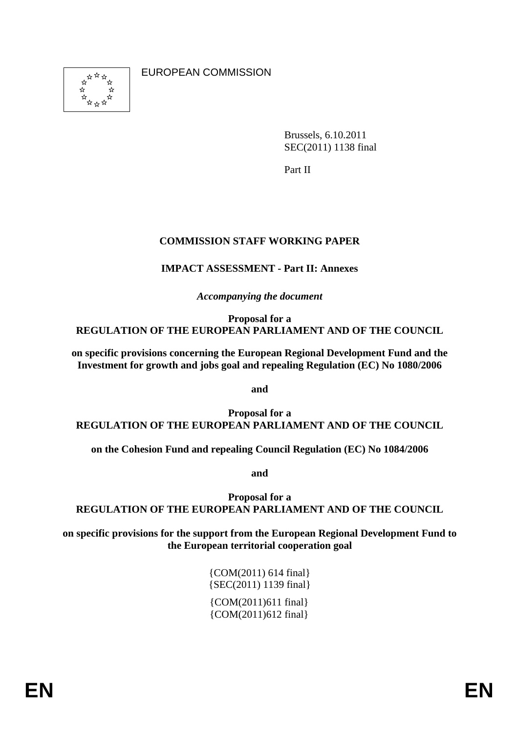EUROPEAN COMMISSION

Brussels, 6.10.2011
SEC(2011) 1138 final

Part II

**COMMISSION STAFF WORKING PAPER**

**IMPACT ASSESSMENT - Part II: Annexes**

*Accompanying the document*

**Proposal for a**
**REGULATION OF THE EUROPEAN PARLIAMENT AND OF THE COUNCIL**

**on specific provisions concerning the European Regional Development Fund and the Investment for growth and jobs goal and repealing Regulation (EC) No 1080/2006**

**and**

**Proposal for a**
**REGULATION OF THE EUROPEAN PARLIAMENT AND OF THE COUNCIL**

**on the Cohesion Fund and repealing Council Regulation (EC) No 1084/2006**

**and**

**Proposal for a**
**REGULATION OF THE EUROPEAN PARLIAMENT AND OF THE COUNCIL**

**on specific provisions for the support from the European Regional Development Fund to the European territorial cooperation goal**

{COM(2011) 614 final}
{SEC(2011) 1139 final}

{COM(2011)611 final}
{COM(2011)612 final}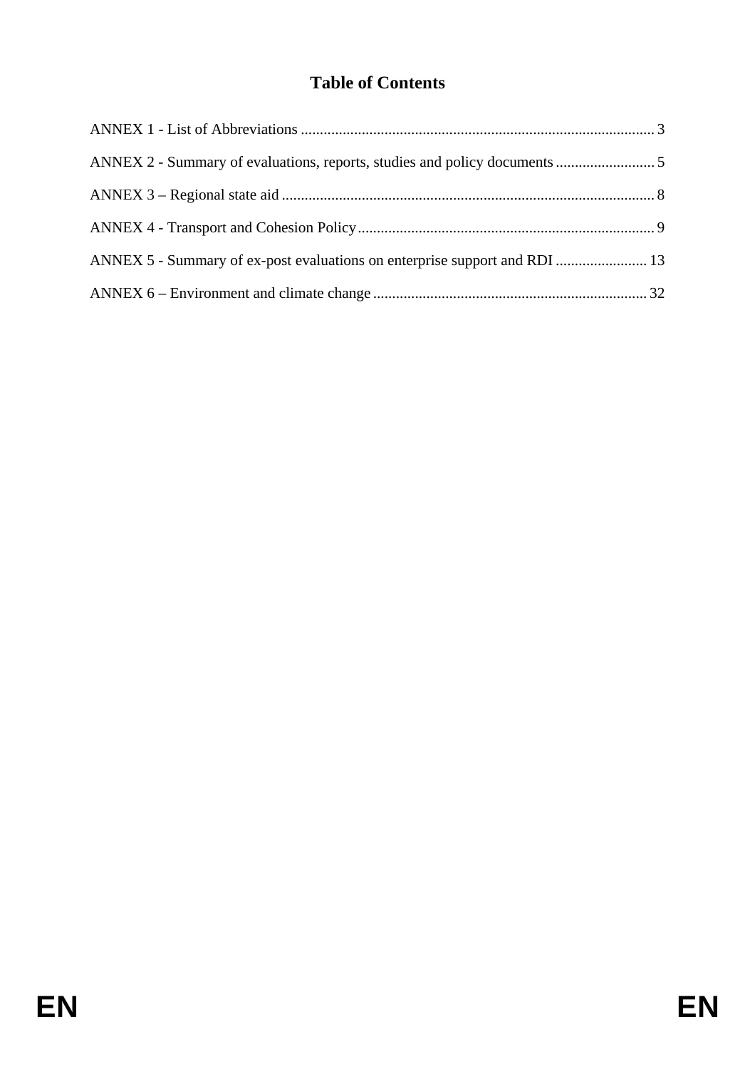# Table of Contents

ANNEX 1 - List of Abbreviations ............................................................................................. 3

ANNEX 2 - Summary of evaluations, reports, studies and policy documents .......................... 5

ANNEX 3 – Regional state aid .................................................................................................. 8

ANNEX 4 - Transport and Cohesion Policy .............................................................................. 9

ANNEX 5 - Summary of ex-post evaluations on enterprise support and RDI ........................ 13

ANNEX 6 – Environment and climate change ........................................................................ 32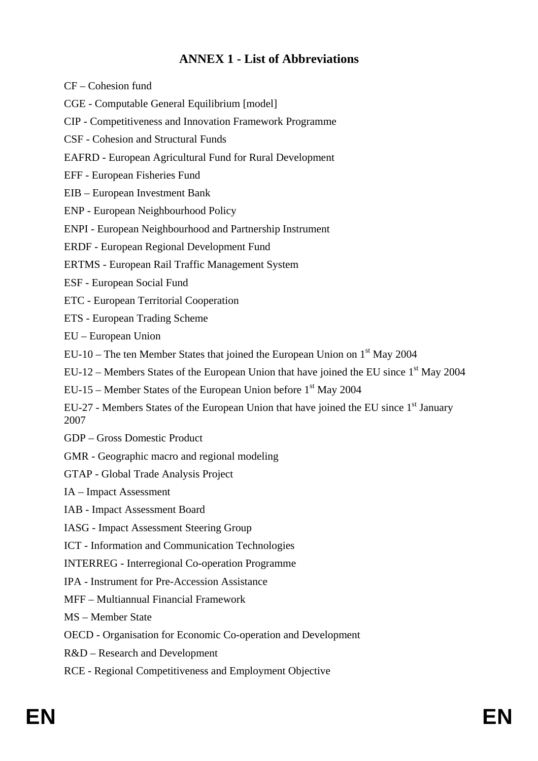## ANNEX 1 - List of Abbreviations

CF – Cohesion fund

CGE - Computable General Equilibrium [model]

CIP - Competitiveness and Innovation Framework Programme

CSF - Cohesion and Structural Funds

EAFRD - European Agricultural Fund for Rural Development

EFF - European Fisheries Fund

EIB – European Investment Bank

ENP - European Neighbourhood Policy

ENPI - European Neighbourhood and Partnership Instrument

ERDF - European Regional Development Fund

ERTMS - European Rail Traffic Management System

ESF - European Social Fund

ETC - European Territorial Cooperation

ETS - European Trading Scheme

EU – European Union

EU-10 – The ten Member States that joined the European Union on 1st May 2004

EU-12 – Members States of the European Union that have joined the EU since 1st May 2004

EU-15 – Member States of the European Union before 1st May 2004

EU-27 - Members States of the European Union that have joined the EU since 1st January 2007

GDP – Gross Domestic Product

GMR - Geographic macro and regional modeling

GTAP - Global Trade Analysis Project

IA – Impact Assessment

IAB - Impact Assessment Board

IASG - Impact Assessment Steering Group

ICT - Information and Communication Technologies

INTERREG - Interregional Co-operation Programme

IPA - Instrument for Pre-Accession Assistance

MFF – Multiannual Financial Framework

MS – Member State

OECD - Organisation for Economic Co-operation and Development

R&D – Research and Development

RCE - Regional Competitiveness and Employment Objective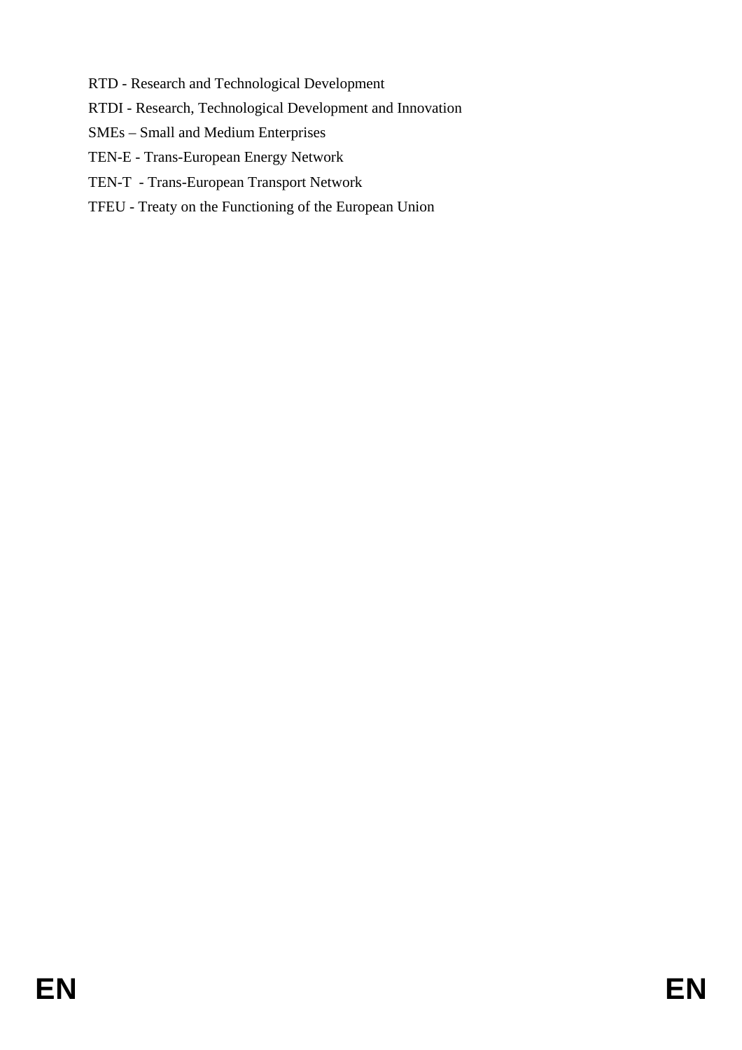RTD - Research and Technological Development

RTDI - Research, Technological Development and Innovation

SMEs – Small and Medium Enterprises

TEN-E - Trans-European Energy Network

TEN-T - Trans-European Transport Network

TFEU - Treaty on the Functioning of the European Union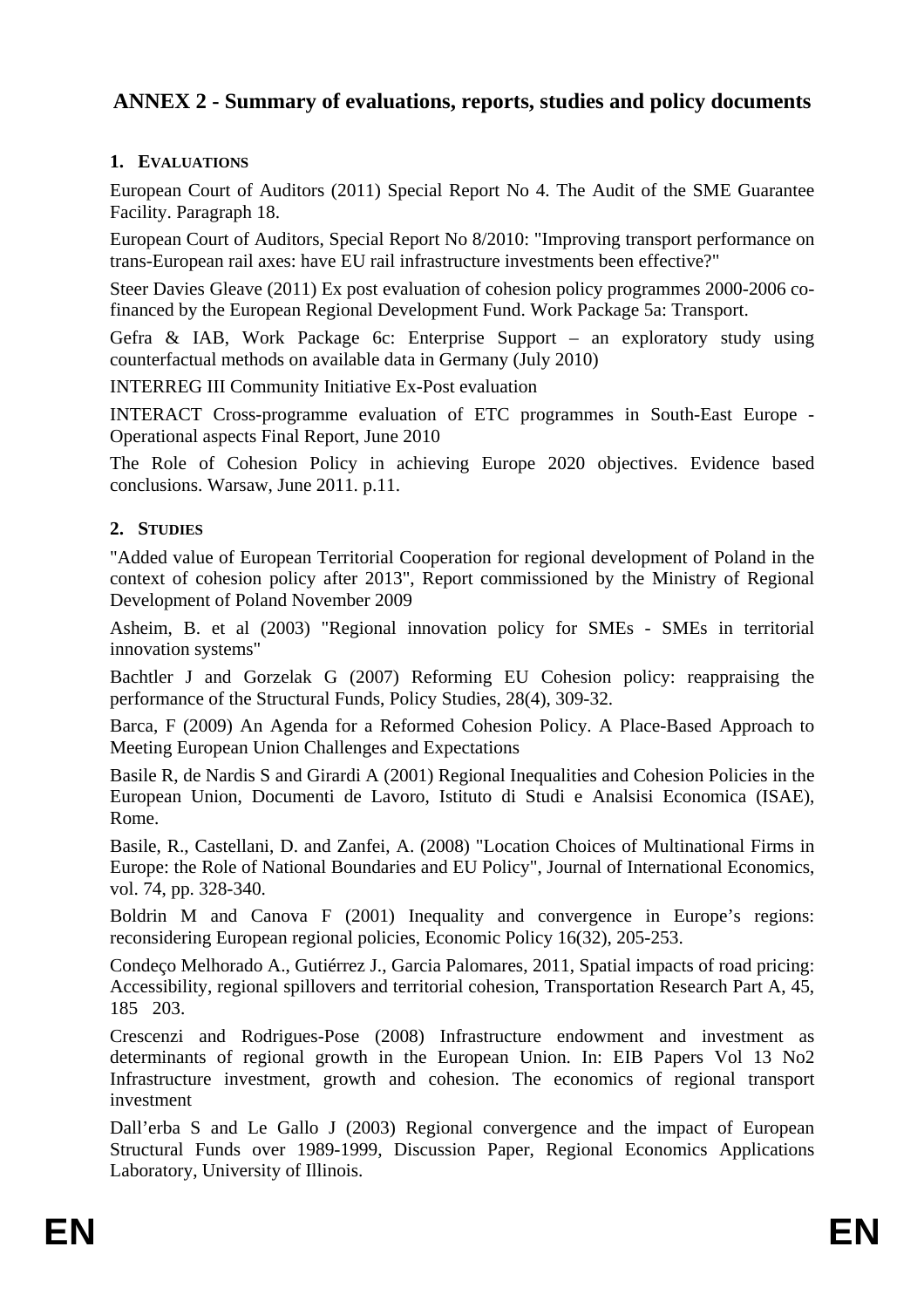## ANNEX 2 - Summary of evaluations, reports, studies and policy documents

### 1. EVALUATIONS

European Court of Auditors (2011) Special Report No 4. The Audit of the SME Guarantee Facility. Paragraph 18.

European Court of Auditors, Special Report No 8/2010: "Improving transport performance on trans-European rail axes: have EU rail infrastructure investments been effective?"

Steer Davies Gleave (2011) Ex post evaluation of cohesion policy programmes 2000-2006 co-financed by the European Regional Development Fund. Work Package 5a: Transport.

Gefra & IAB, Work Package 6c: Enterprise Support – an exploratory study using counterfactual methods on available data in Germany (July 2010)

INTERREG III Community Initiative Ex-Post evaluation

INTERACT Cross-programme evaluation of ETC programmes in South-East Europe - Operational aspects Final Report, June 2010

The Role of Cohesion Policy in achieving Europe 2020 objectives. Evidence based conclusions. Warsaw, June 2011. p.11.

### 2. STUDIES

"Added value of European Territorial Cooperation for regional development of Poland in the context of cohesion policy after 2013", Report commissioned by the Ministry of Regional Development of Poland November 2009

Asheim, B. et al (2003) "Regional innovation policy for SMEs - SMEs in territorial innovation systems"

Bachtler J and Gorzelak G (2007) Reforming EU Cohesion policy: reappraising the performance of the Structural Funds, Policy Studies, 28(4), 309-32.

Barca, F (2009) An Agenda for a Reformed Cohesion Policy. A Place-Based Approach to Meeting European Union Challenges and Expectations

Basile R, de Nardis S and Girardi A (2001) Regional Inequalities and Cohesion Policies in the European Union, Documenti de Lavoro, Istituto di Studi e Analsisi Economica (ISAE), Rome.

Basile, R., Castellani, D. and Zanfei, A. (2008) "Location Choices of Multinational Firms in Europe: the Role of National Boundaries and EU Policy", Journal of International Economics, vol. 74, pp. 328-340.

Boldrin M and Canova F (2001) Inequality and convergence in Europe's regions: reconsidering European regional policies, Economic Policy 16(32), 205-253.

Condeço Melhorado A., Gutiérrez J., Garcia Palomares, 2011, Spatial impacts of road pricing: Accessibility, regional spillovers and territorial cohesion, Transportation Research Part A, 45, 185 203.

Crescenzi and Rodrigues-Pose (2008) Infrastructure endowment and investment as determinants of regional growth in the European Union. In: EIB Papers Vol 13 No2 Infrastructure investment, growth and cohesion. The economics of regional transport investment

Dall'erba S and Le Gallo J (2003) Regional convergence and the impact of European Structural Funds over 1989-1999, Discussion Paper, Regional Economics Applications Laboratory, University of Illinois.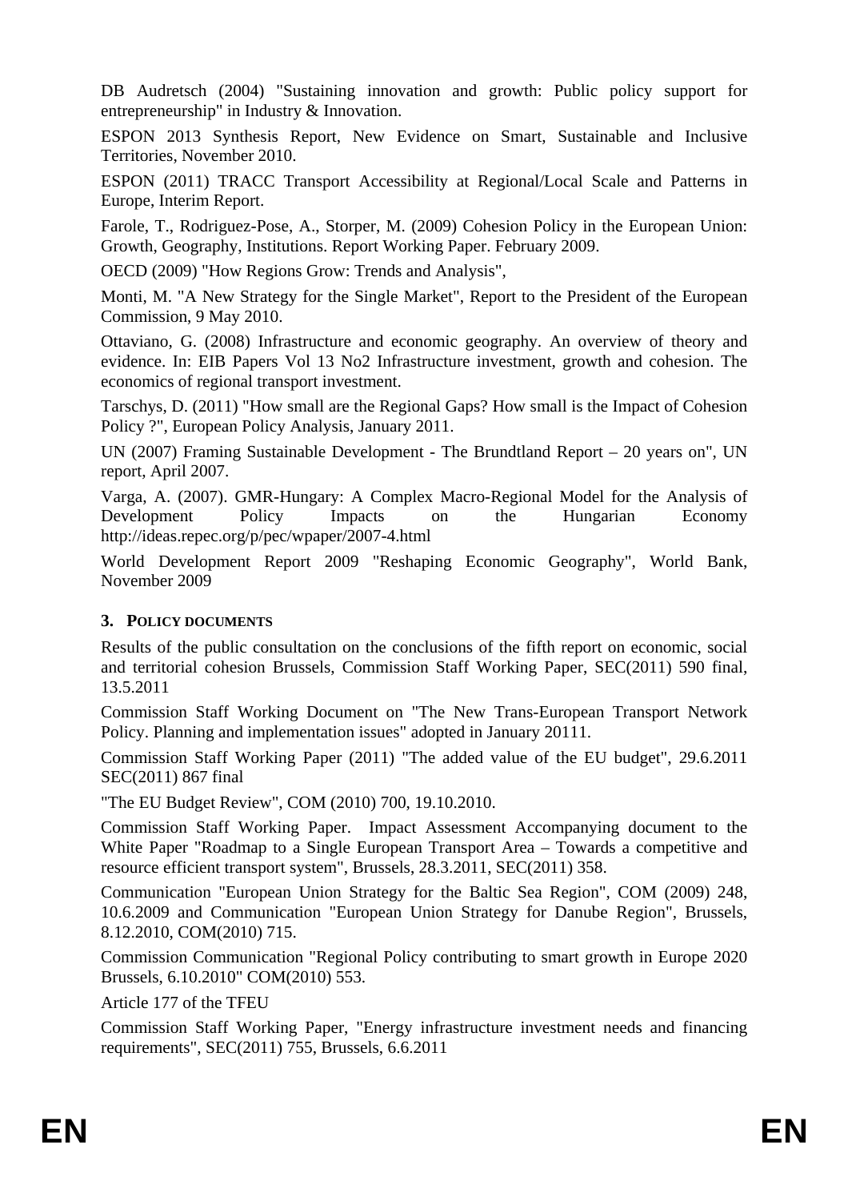DB Audretsch (2004) "Sustaining innovation and growth: Public policy support for entrepreneurship" in Industry & Innovation.

ESPON 2013 Synthesis Report, New Evidence on Smart, Sustainable and Inclusive Territories, November 2010.

ESPON (2011) TRACC Transport Accessibility at Regional/Local Scale and Patterns in Europe, Interim Report.

Farole, T., Rodriguez-Pose, A., Storper, M. (2009) Cohesion Policy in the European Union: Growth, Geography, Institutions. Report Working Paper. February 2009.

OECD (2009) "How Regions Grow: Trends and Analysis",

Monti, M. "A New Strategy for the Single Market", Report to the President of the European Commission, 9 May 2010.

Ottaviano, G. (2008) Infrastructure and economic geography. An overview of theory and evidence. In: EIB Papers Vol 13 No2 Infrastructure investment, growth and cohesion. The economics of regional transport investment.

Tarschys, D. (2011) "How small are the Regional Gaps? How small is the Impact of Cohesion Policy ?", European Policy Analysis, January 2011.

UN (2007) Framing Sustainable Development - The Brundtland Report – 20 years on", UN report, April 2007.

Varga, A. (2007). GMR-Hungary: A Complex Macro-Regional Model for the Analysis of Development Policy Impacts on the Hungarian Economy http://ideas.repec.org/p/pec/wpaper/2007-4.html

World Development Report 2009 "Reshaping Economic Geography", World Bank, November 2009

## 3. POLICY DOCUMENTS

Results of the public consultation on the conclusions of the fifth report on economic, social and territorial cohesion Brussels, Commission Staff Working Paper, SEC(2011) 590 final, 13.5.2011

Commission Staff Working Document on "The New Trans-European Transport Network Policy. Planning and implementation issues" adopted in January 20111.

Commission Staff Working Paper (2011) "The added value of the EU budget", 29.6.2011 SEC(2011) 867 final

"The EU Budget Review", COM (2010) 700, 19.10.2010.

Commission Staff Working Paper. Impact Assessment Accompanying document to the White Paper "Roadmap to a Single European Transport Area – Towards a competitive and resource efficient transport system", Brussels, 28.3.2011, SEC(2011) 358.

Communication "European Union Strategy for the Baltic Sea Region", COM (2009) 248, 10.6.2009 and Communication "European Union Strategy for Danube Region", Brussels, 8.12.2010, COM(2010) 715.

Commission Communication "Regional Policy contributing to smart growth in Europe 2020 Brussels, 6.10.2010" COM(2010) 553.

Article 177 of the TFEU

Commission Staff Working Paper, "Energy infrastructure investment needs and financing requirements", SEC(2011) 755, Brussels, 6.6.2011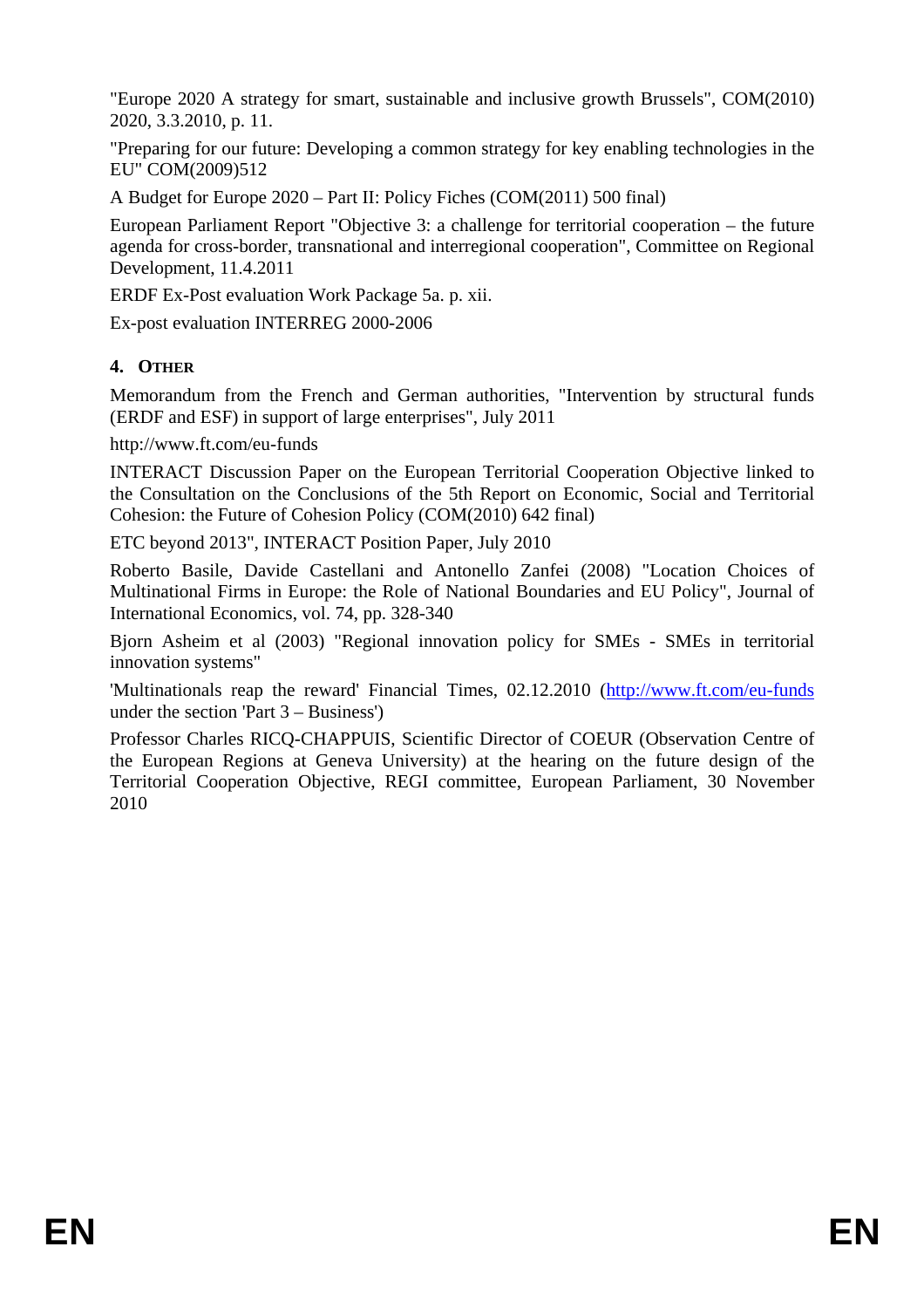"Europe 2020 A strategy for smart, sustainable and inclusive growth Brussels", COM(2010) 2020, 3.3.2010, p. 11.

"Preparing for our future: Developing a common strategy for key enabling technologies in the EU" COM(2009)512

A Budget for Europe 2020 – Part II: Policy Fiches (COM(2011) 500 final)

European Parliament Report "Objective 3: a challenge for territorial cooperation – the future agenda for cross-border, transnational and interregional cooperation", Committee on Regional Development, 11.4.2011

ERDF Ex-Post evaluation Work Package 5a. p. xii.

Ex-post evaluation INTERREG 2000-2006

## 4. OTHER

Memorandum from the French and German authorities, "Intervention by structural funds (ERDF and ESF) in support of large enterprises", July 2011

http://www.ft.com/eu-funds

INTERACT Discussion Paper on the European Territorial Cooperation Objective linked to the Consultation on the Conclusions of the 5th Report on Economic, Social and Territorial Cohesion: the Future of Cohesion Policy (COM(2010) 642 final)

ETC beyond 2013", INTERACT Position Paper, July 2010

Roberto Basile, Davide Castellani and Antonello Zanfei (2008) "Location Choices of Multinational Firms in Europe: the Role of National Boundaries and EU Policy", Journal of International Economics, vol. 74, pp. 328-340

Bjorn Asheim et al (2003) "Regional innovation policy for SMEs - SMEs in territorial innovation systems"

'Multinationals reap the reward' Financial Times, 02.12.2010 (http://www.ft.com/eu-funds under the section 'Part 3 – Business')

Professor Charles RICQ-CHAPPUIS, Scientific Director of COEUR (Observation Centre of the European Regions at Geneva University) at the hearing on the future design of the Territorial Cooperation Objective, REGI committee, European Parliament, 30 November 2010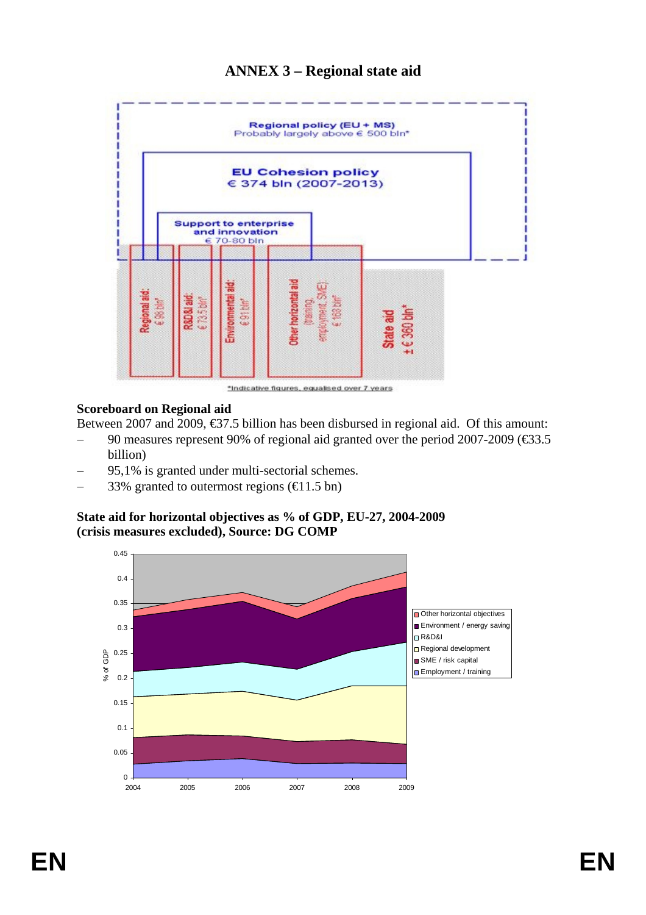# ANNEX 3 – Regional state aid

Regional policy (EU + MS)
Probably largely above € 500 bln*

EU Cohesion policy
€ 374 bln (2007-2013)

Support to enterprise and innovation
€ 70-80 bln

Regional aid: € 98 bln*

R&D&I aid: € 73.5 bln*

Environmental aid: € 91 bln*

Other horizontal aid (training, employment, SME): € 168 bln*

State aid ± € 360 bln*

*Indicative figures, equalised over 7 years

**Scoreboard on Regional aid**

Between 2007 and 2009, €37.5 billion has been disbursed in regional aid. Of this amount:

- 90 measures represent 90% of regional aid granted over the period 2007-2009 (€33.5 billion)
- 95,1% is granted under multi-sectorial schemes.
- 33% granted to outermost regions (€11.5 bn)

**State aid for horizontal objectives as % of GDP, EU-27, 2004-2009 (crisis measures excluded), Source: DG COMP**

Legend: Other horizontal objectives; Environment / energy saving; R&D&I; Regional development; SME / risk capital; Employment / training

Y-axis: % of GDP (0 – 0.45); X-axis: 2004, 2005, 2006, 2007, 2008, 2009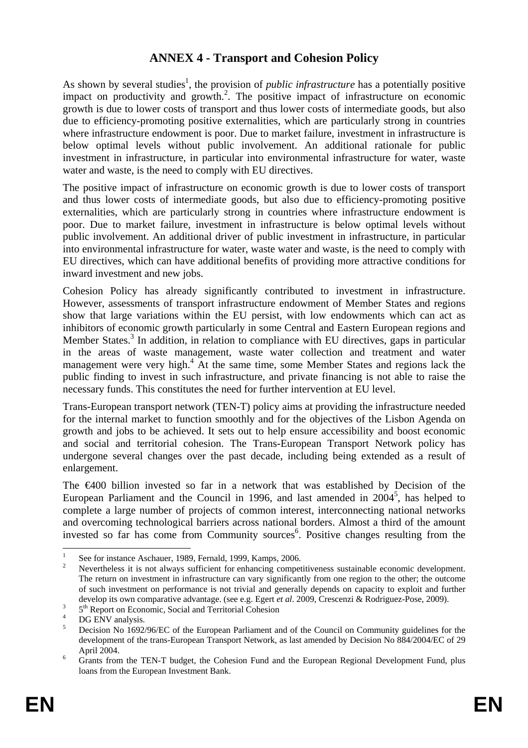# ANNEX 4 - Transport and Cohesion Policy

As shown by several studies[1], the provision of *public infrastructure* has a potentially positive impact on productivity and growth.[2]. The positive impact of infrastructure on economic growth is due to lower costs of transport and thus lower costs of intermediate goods, but also due to efficiency-promoting positive externalities, which are particularly strong in countries where infrastructure endowment is poor. Due to market failure, investment in infrastructure is below optimal levels without public involvement. An additional rationale for public investment in infrastructure, in particular into environmental infrastructure for water, waste water and waste, is the need to comply with EU directives.

The positive impact of infrastructure on economic growth is due to lower costs of transport and thus lower costs of intermediate goods, but also due to efficiency-promoting positive externalities, which are particularly strong in countries where infrastructure endowment is poor. Due to market failure, investment in infrastructure is below optimal levels without public involvement. An additional driver of public investment in infrastructure, in particular into environmental infrastructure for water, waste water and waste, is the need to comply with EU directives, which can have additional benefits of providing more attractive conditions for inward investment and new jobs.

Cohesion Policy has already significantly contributed to investment in infrastructure. However, assessments of transport infrastructure endowment of Member States and regions show that large variations within the EU persist, with low endowments which can act as inhibitors of economic growth particularly in some Central and Eastern European regions and Member States.[3] In addition, in relation to compliance with EU directives, gaps in particular in the areas of waste management, waste water collection and treatment and water management were very high.[4] At the same time, some Member States and regions lack the public finding to invest in such infrastructure, and private financing is not able to raise the necessary funds. This constitutes the need for further intervention at EU level.

Trans-European transport network (TEN-T) policy aims at providing the infrastructure needed for the internal market to function smoothly and for the objectives of the Lisbon Agenda on growth and jobs to be achieved. It sets out to help ensure accessibility and boost economic and social and territorial cohesion. The Trans-European Transport Network policy has undergone several changes over the past decade, including being extended as a result of enlargement.

The €400 billion invested so far in a network that was established by Decision of the European Parliament and the Council in 1996, and last amended in 2004[5], has helped to complete a large number of projects of common interest, interconnecting national networks and overcoming technological barriers across national borders. Almost a third of the amount invested so far has come from Community sources[6]. Positive changes resulting from the

---

[1] See for instance Aschauer, 1989, Fernald, 1999, Kamps, 2006.

[2] Nevertheless it is not always sufficient for enhancing competitiveness sustainable economic development. The return on investment in infrastructure can vary significantly from one region to the other; the outcome of such investment on performance is not trivial and generally depends on capacity to exploit and further develop its own comparative advantage. (see e.g. Egert *et al*. 2009, Crescenzi & Rodriguez-Pose, 2009).

[3] 5th Report on Economic, Social and Territorial Cohesion

[4] DG ENV analysis.

[5] Decision No 1692/96/EC of the European Parliament and of the Council on Community guidelines for the development of the trans-European Transport Network, as last amended by Decision No 884/2004/EC of 29 April 2004.

[6] Grants from the TEN-T budget, the Cohesion Fund and the European Regional Development Fund, plus loans from the European Investment Bank.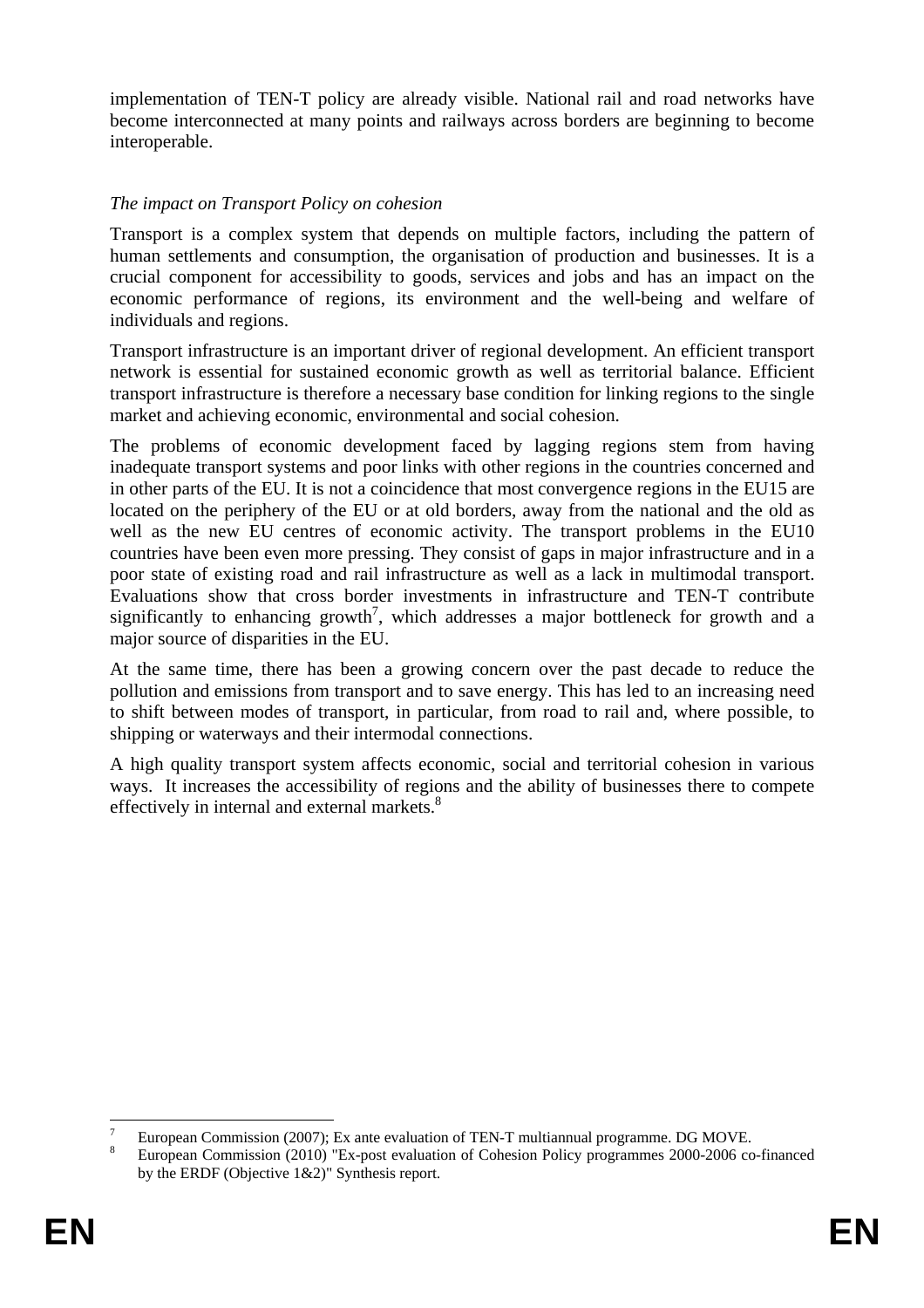implementation of TEN-T policy are already visible. National rail and road networks have become interconnected at many points and railways across borders are beginning to become interoperable.

*The impact on Transport Policy on cohesion*

Transport is a complex system that depends on multiple factors, including the pattern of human settlements and consumption, the organisation of production and businesses. It is a crucial component for accessibility to goods, services and jobs and has an impact on the economic performance of regions, its environment and the well-being and welfare of individuals and regions.

Transport infrastructure is an important driver of regional development. An efficient transport network is essential for sustained economic growth as well as territorial balance. Efficient transport infrastructure is therefore a necessary base condition for linking regions to the single market and achieving economic, environmental and social cohesion.

The problems of economic development faced by lagging regions stem from having inadequate transport systems and poor links with other regions in the countries concerned and in other parts of the EU. It is not a coincidence that most convergence regions in the EU15 are located on the periphery of the EU or at old borders, away from the national and the old as well as the new EU centres of economic activity. The transport problems in the EU10 countries have been even more pressing. They consist of gaps in major infrastructure and in a poor state of existing road and rail infrastructure as well as a lack in multimodal transport. Evaluations show that cross border investments in infrastructure and TEN-T contribute significantly to enhancing growth[7], which addresses a major bottleneck for growth and a major source of disparities in the EU.

At the same time, there has been a growing concern over the past decade to reduce the pollution and emissions from transport and to save energy. This has led to an increasing need to shift between modes of transport, in particular, from road to rail and, where possible, to shipping or waterways and their intermodal connections.

A high quality transport system affects economic, social and territorial cohesion in various ways. It increases the accessibility of regions and the ability of businesses there to compete effectively in internal and external markets.[8]

---

[7] European Commission (2007); Ex ante evaluation of TEN-T multiannual programme. DG MOVE.

[8] European Commission (2010) "Ex-post evaluation of Cohesion Policy programmes 2000-2006 co-financed by the ERDF (Objective 1&2)" Synthesis report.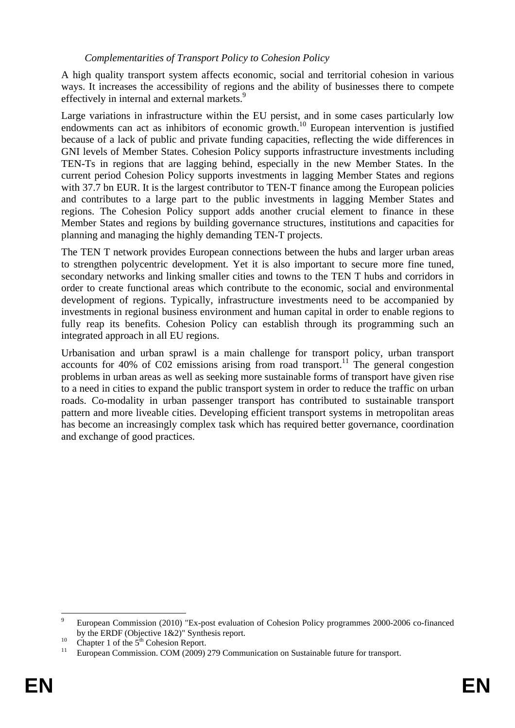*Complementarities of Transport Policy to Cohesion Policy*

A high quality transport system affects economic, social and territorial cohesion in various ways. It increases the accessibility of regions and the ability of businesses there to compete effectively in internal and external markets.[9]

Large variations in infrastructure within the EU persist, and in some cases particularly low endowments can act as inhibitors of economic growth.[10] European intervention is justified because of a lack of public and private funding capacities, reflecting the wide differences in GNI levels of Member States. Cohesion Policy supports infrastructure investments including TEN-Ts in regions that are lagging behind, especially in the new Member States. In the current period Cohesion Policy supports investments in lagging Member States and regions with 37.7 bn EUR. It is the largest contributor to TEN-T finance among the European policies and contributes to a large part to the public investments in lagging Member States and regions. The Cohesion Policy support adds another crucial element to finance in these Member States and regions by building governance structures, institutions and capacities for planning and managing the highly demanding TEN-T projects.

The TEN T network provides European connections between the hubs and larger urban areas to strengthen polycentric development. Yet it is also important to secure more fine tuned, secondary networks and linking smaller cities and towns to the TEN T hubs and corridors in order to create functional areas which contribute to the economic, social and environmental development of regions. Typically, infrastructure investments need to be accompanied by investments in regional business environment and human capital in order to enable regions to fully reap its benefits. Cohesion Policy can establish through its programming such an integrated approach in all EU regions.

Urbanisation and urban sprawl is a main challenge for transport policy, urban transport accounts for 40% of C02 emissions arising from road transport.[11] The general congestion problems in urban areas as well as seeking more sustainable forms of transport have given rise to a need in cities to expand the public transport system in order to reduce the traffic on urban roads. Co-modality in urban passenger transport has contributed to sustainable transport pattern and more liveable cities. Developing efficient transport systems in metropolitan areas has become an increasingly complex task which has required better governance, coordination and exchange of good practices.

---

[9] European Commission (2010) "Ex-post evaluation of Cohesion Policy programmes 2000-2006 co-financed by the ERDF (Objective 1&2)" Synthesis report.

[10] Chapter 1 of the 5th Cohesion Report.

[11] European Commission. COM (2009) 279 Communication on Sustainable future for transport.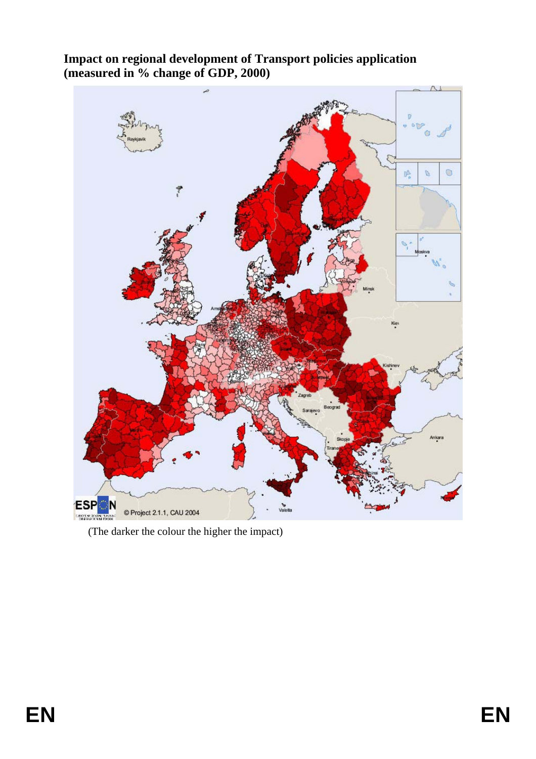**Impact on regional development of Transport policies application (measured in % change of GDP, 2000)**

(The darker the colour the higher the impact)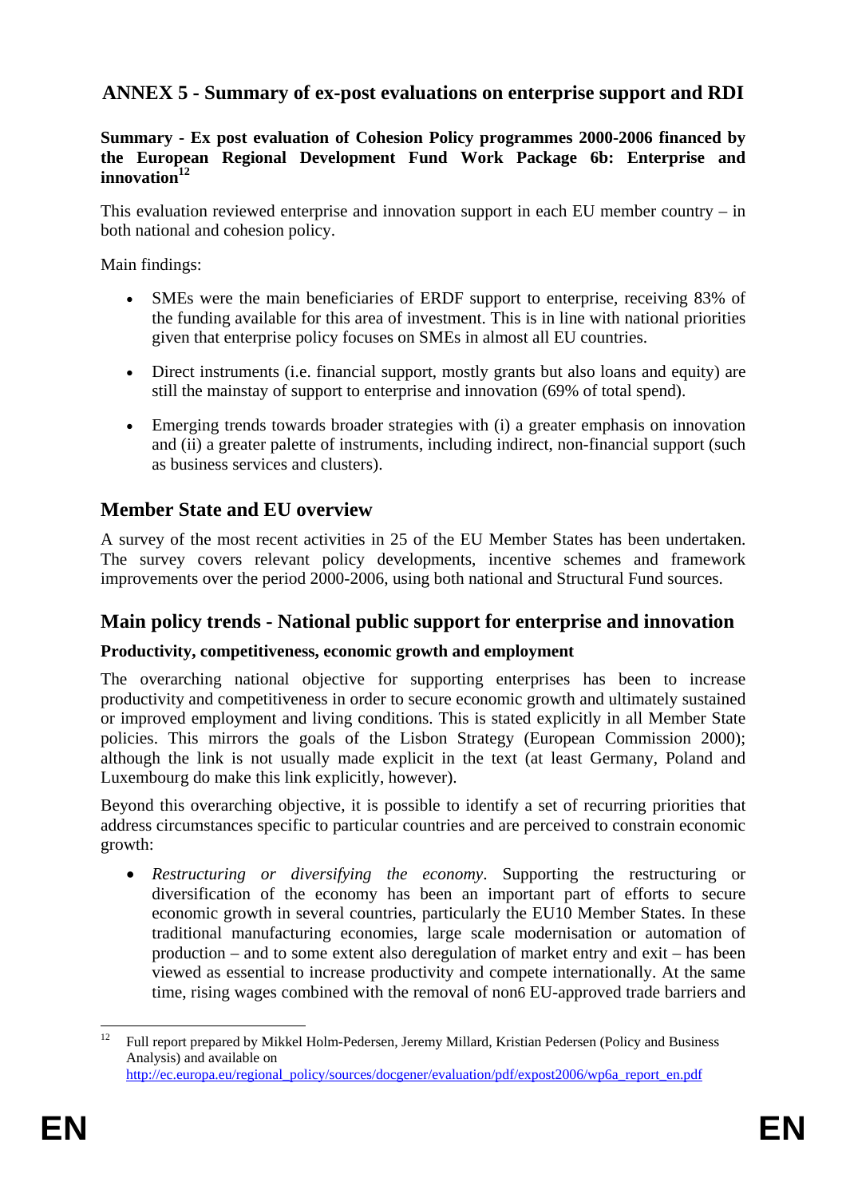## ANNEX 5 - Summary of ex-post evaluations on enterprise support and RDI

**Summary - Ex post evaluation of Cohesion Policy programmes 2000-2006 financed by the European Regional Development Fund Work Package 6b: Enterprise and innovation**[12]

This evaluation reviewed enterprise and innovation support in each EU member country – in both national and cohesion policy.

Main findings:

- SMEs were the main beneficiaries of ERDF support to enterprise, receiving 83% of the funding available for this area of investment. This is in line with national priorities given that enterprise policy focuses on SMEs in almost all EU countries.
- Direct instruments (i.e. financial support, mostly grants but also loans and equity) are still the mainstay of support to enterprise and innovation (69% of total spend).
- Emerging trends towards broader strategies with (i) a greater emphasis on innovation and (ii) a greater palette of instruments, including indirect, non-financial support (such as business services and clusters).

## Member State and EU overview

A survey of the most recent activities in 25 of the EU Member States has been undertaken. The survey covers relevant policy developments, incentive schemes and framework improvements over the period 2000-2006, using both national and Structural Fund sources.

## Main policy trends - National public support for enterprise and innovation

**Productivity, competitiveness, economic growth and employment**

The overarching national objective for supporting enterprises has been to increase productivity and competitiveness in order to secure economic growth and ultimately sustained or improved employment and living conditions. This is stated explicitly in all Member State policies. This mirrors the goals of the Lisbon Strategy (European Commission 2000); although the link is not usually made explicit in the text (at least Germany, Poland and Luxembourg do make this link explicitly, however).

Beyond this overarching objective, it is possible to identify a set of recurring priorities that address circumstances specific to particular countries and are perceived to constrain economic growth:

- *Restructuring or diversifying the economy*. Supporting the restructuring or diversification of the economy has been an important part of efforts to secure economic growth in several countries, particularly the EU10 Member States. In these traditional manufacturing economies, large scale modernisation or automation of production – and to some extent also deregulation of market entry and exit – has been viewed as essential to increase productivity and compete internationally. At the same time, rising wages combined with the removal of non6 EU-approved trade barriers and

---

[12] Full report prepared by Mikkel Holm-Pedersen, Jeremy Millard, Kristian Pedersen (Policy and Business Analysis) and available on http://ec.europa.eu/regional_policy/sources/docgener/evaluation/pdf/expost2006/wp6a_report_en.pdf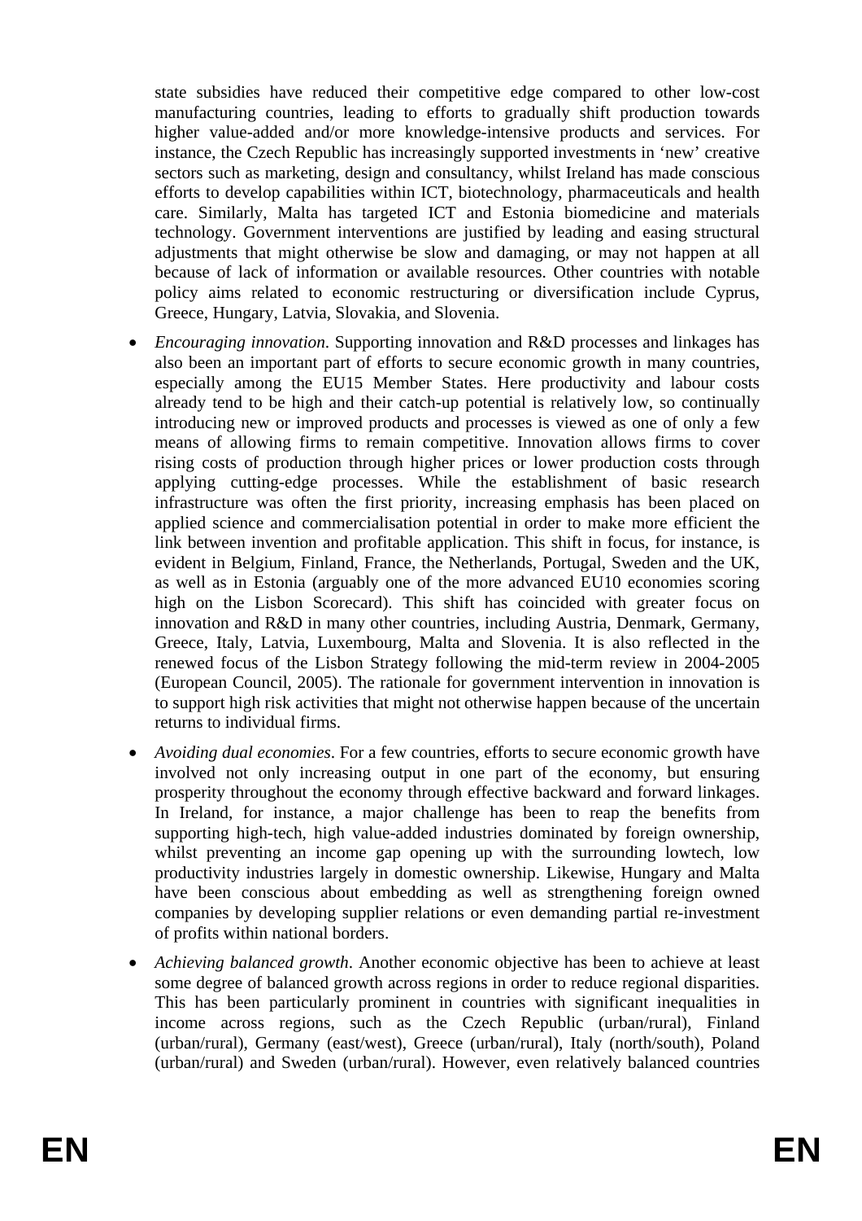state subsidies have reduced their competitive edge compared to other low-cost manufacturing countries, leading to efforts to gradually shift production towards higher value-added and/or more knowledge-intensive products and services. For instance, the Czech Republic has increasingly supported investments in 'new' creative sectors such as marketing, design and consultancy, whilst Ireland has made conscious efforts to develop capabilities within ICT, biotechnology, pharmaceuticals and health care. Similarly, Malta has targeted ICT and Estonia biomedicine and materials technology. Government interventions are justified by leading and easing structural adjustments that might otherwise be slow and damaging, or may not happen at all because of lack of information or available resources. Other countries with notable policy aims related to economic restructuring or diversification include Cyprus, Greece, Hungary, Latvia, Slovakia, and Slovenia.

- *Encouraging innovation*. Supporting innovation and R&D processes and linkages has also been an important part of efforts to secure economic growth in many countries, especially among the EU15 Member States. Here productivity and labour costs already tend to be high and their catch-up potential is relatively low, so continually introducing new or improved products and processes is viewed as one of only a few means of allowing firms to remain competitive. Innovation allows firms to cover rising costs of production through higher prices or lower production costs through applying cutting-edge processes. While the establishment of basic research infrastructure was often the first priority, increasing emphasis has been placed on applied science and commercialisation potential in order to make more efficient the link between invention and profitable application. This shift in focus, for instance, is evident in Belgium, Finland, France, the Netherlands, Portugal, Sweden and the UK, as well as in Estonia (arguably one of the more advanced EU10 economies scoring high on the Lisbon Scorecard). This shift has coincided with greater focus on innovation and R&D in many other countries, including Austria, Denmark, Germany, Greece, Italy, Latvia, Luxembourg, Malta and Slovenia. It is also reflected in the renewed focus of the Lisbon Strategy following the mid-term review in 2004-2005 (European Council, 2005). The rationale for government intervention in innovation is to support high risk activities that might not otherwise happen because of the uncertain returns to individual firms.

- *Avoiding dual economies*. For a few countries, efforts to secure economic growth have involved not only increasing output in one part of the economy, but ensuring prosperity throughout the economy through effective backward and forward linkages. In Ireland, for instance, a major challenge has been to reap the benefits from supporting high-tech, high value-added industries dominated by foreign ownership, whilst preventing an income gap opening up with the surrounding lowtech, low productivity industries largely in domestic ownership. Likewise, Hungary and Malta have been conscious about embedding as well as strengthening foreign owned companies by developing supplier relations or even demanding partial re-investment of profits within national borders.

- *Achieving balanced growth*. Another economic objective has been to achieve at least some degree of balanced growth across regions in order to reduce regional disparities. This has been particularly prominent in countries with significant inequalities in income across regions, such as the Czech Republic (urban/rural), Finland (urban/rural), Germany (east/west), Greece (urban/rural), Italy (north/south), Poland (urban/rural) and Sweden (urban/rural). However, even relatively balanced countries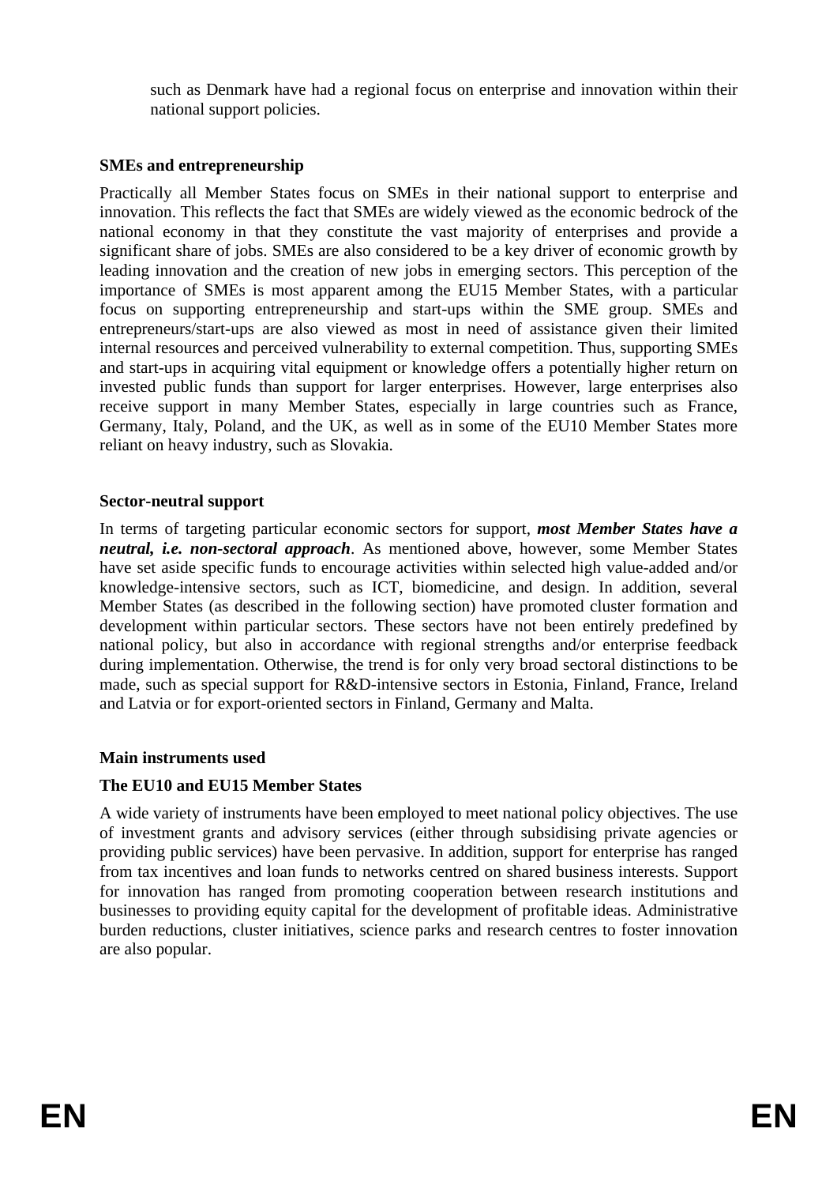such as Denmark have had a regional focus on enterprise and innovation within their national support policies.

**SMEs and entrepreneurship**

Practically all Member States focus on SMEs in their national support to enterprise and innovation. This reflects the fact that SMEs are widely viewed as the economic bedrock of the national economy in that they constitute the vast majority of enterprises and provide a significant share of jobs. SMEs are also considered to be a key driver of economic growth by leading innovation and the creation of new jobs in emerging sectors. This perception of the importance of SMEs is most apparent among the EU15 Member States, with a particular focus on supporting entrepreneurship and start-ups within the SME group. SMEs and entrepreneurs/start-ups are also viewed as most in need of assistance given their limited internal resources and perceived vulnerability to external competition. Thus, supporting SMEs and start-ups in acquiring vital equipment or knowledge offers a potentially higher return on invested public funds than support for larger enterprises. However, large enterprises also receive support in many Member States, especially in large countries such as France, Germany, Italy, Poland, and the UK, as well as in some of the EU10 Member States more reliant on heavy industry, such as Slovakia.

**Sector-neutral support**

In terms of targeting particular economic sectors for support, ***most Member States have a neutral, i.e. non-sectoral approach***. As mentioned above, however, some Member States have set aside specific funds to encourage activities within selected high value-added and/or knowledge-intensive sectors, such as ICT, biomedicine, and design. In addition, several Member States (as described in the following section) have promoted cluster formation and development within particular sectors. These sectors have not been entirely predefined by national policy, but also in accordance with regional strengths and/or enterprise feedback during implementation. Otherwise, the trend is for only very broad sectoral distinctions to be made, such as special support for R&D-intensive sectors in Estonia, Finland, France, Ireland and Latvia or for export-oriented sectors in Finland, Germany and Malta.

**Main instruments used**

**The EU10 and EU15 Member States**

A wide variety of instruments have been employed to meet national policy objectives. The use of investment grants and advisory services (either through subsidising private agencies or providing public services) have been pervasive. In addition, support for enterprise has ranged from tax incentives and loan funds to networks centred on shared business interests. Support for innovation has ranged from promoting cooperation between research institutions and businesses to providing equity capital for the development of profitable ideas. Administrative burden reductions, cluster initiatives, science parks and research centres to foster innovation are also popular.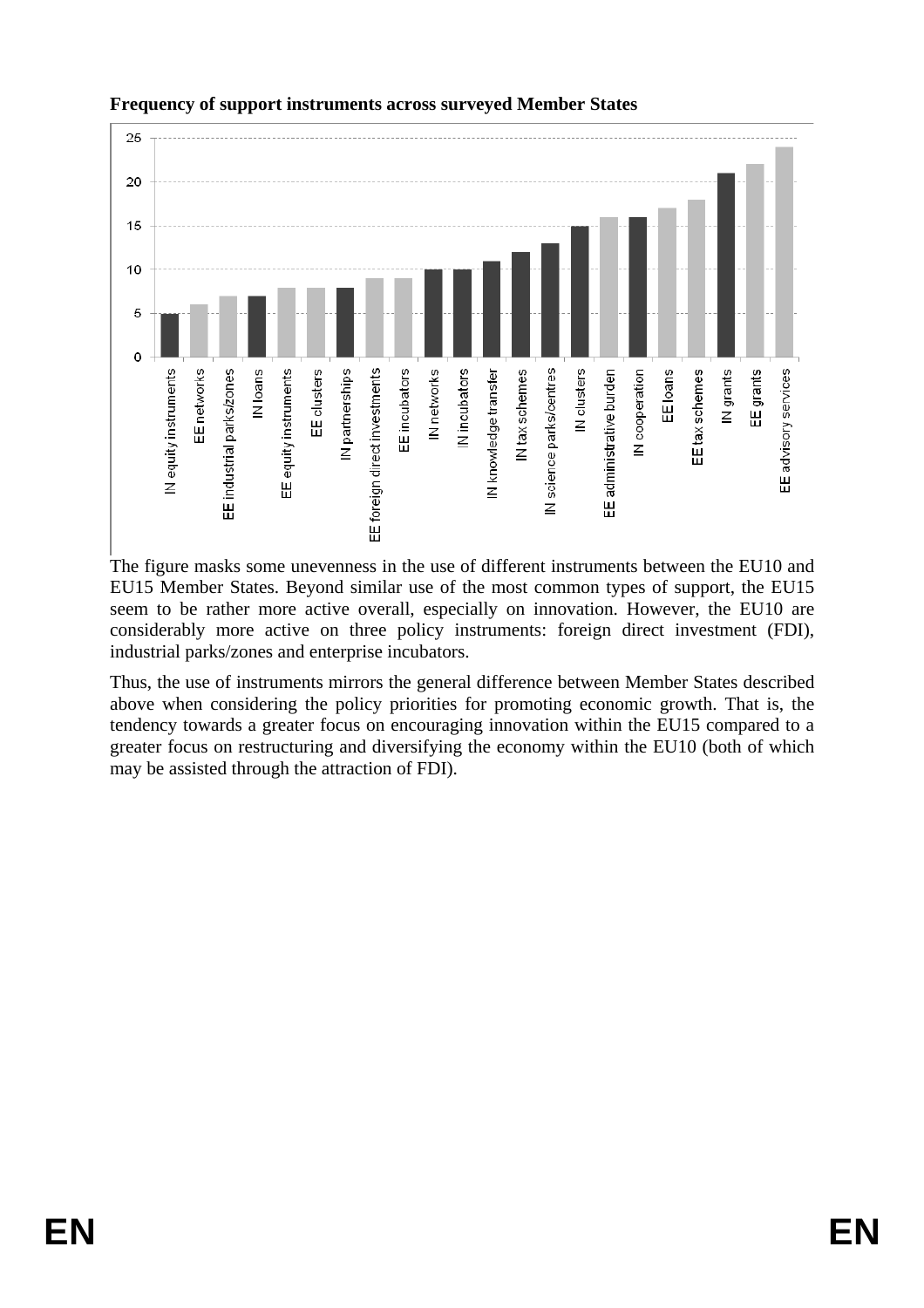**Frequency of support instruments across surveyed Member States**

| Instrument | Frequency |
|---|---|
| IN equity instruments | 5 |
| EE networks | 6 |
| EE industrial parks/zones | 7 |
| IN loans | 7 |
| EE equity instruments | 8 |
| EE clusters | 8 |
| IN partnerships | 8 |
| EE foreign direct investments | 9 |
| EE incubators | 9 |
| IN networks | 10 |
| IN incubators | 10 |
| IN knowledge transfer | 11 |
| IN tax schemes | 12 |
| IN science parks/centres | 13 |
| IN clusters | 15 |
| EE administrative burden | 16 |
| IN cooperation | 16 |
| EE loans | 17 |
| EE tax schemes | 18 |
| IN grants | 21 |
| EE grants | 22 |
| EE advisory services | 24 |

The figure masks some unevenness in the use of different instruments between the EU10 and EU15 Member States. Beyond similar use of the most common types of support, the EU15 seem to be rather more active overall, especially on innovation. However, the EU10 are considerably more active on three policy instruments: foreign direct investment (FDI), industrial parks/zones and enterprise incubators.

Thus, the use of instruments mirrors the general difference between Member States described above when considering the policy priorities for promoting economic growth. That is, the tendency towards a greater focus on encouraging innovation within the EU15 compared to a greater focus on restructuring and diversifying the economy within the EU10 (both of which may be assisted through the attraction of FDI).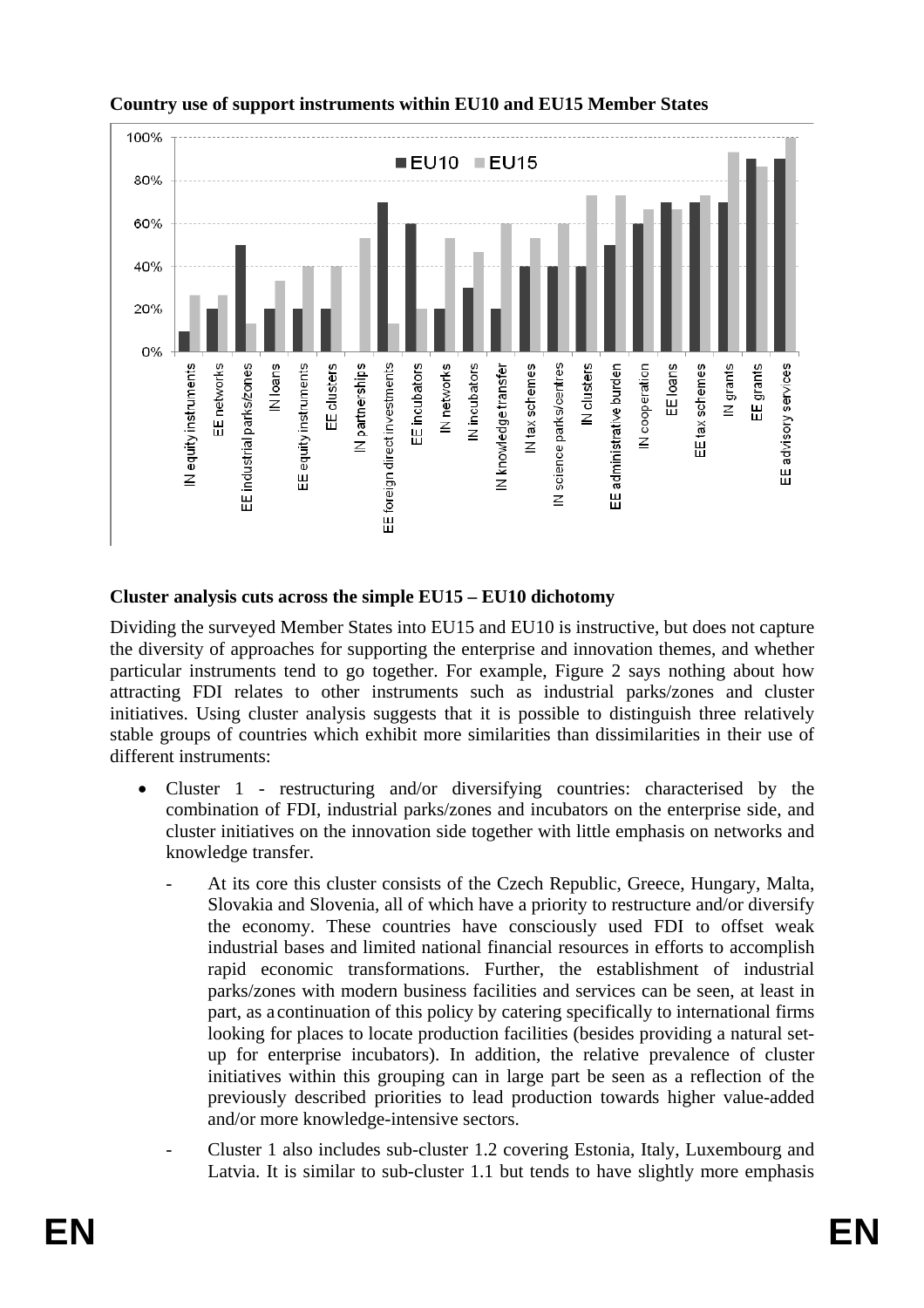**Country use of support instruments within EU10 and EU15 Member States**

| Instrument | EU10 | EU15 |
|---|---|---|
| IN equity instruments | 10% | 27% |
| EE networks | 20% | 27% |
| EE industrial parks/zones | 50% | 13% |
| IN loans | 20% | 33% |
| EE equity instruments | 20% | 40% |
| EE clusters | 20% | 40% |
| IN partnerships | 0% | 53% |
| EE foreign direct investments | 70% | 13% |
| EE incubators | 60% | 20% |
| IN networks | 20% | 53% |
| IN incubators | 30% | 47% |
| IN knowledge transfer | 20% | 60% |
| IN tax schemes | 40% | 53% |
| IN science parks/centres | 40% | 60% |
| IN clusters | 40% | 73% |
| EE administrative burden | 50% | 73% |
| IN cooperation | 60% | 67% |
| EE loans | 70% | 67% |
| EE tax schemes | 70% | 73% |
| IN grants | 70% | 93% |
| EE grants | 90% | 87% |
| EE advisory services | 90% | 100% |

**Cluster analysis cuts across the simple EU15 – EU10 dichotomy**

Dividing the surveyed Member States into EU15 and EU10 is instructive, but does not capture the diversity of approaches for supporting the enterprise and innovation themes, and whether particular instruments tend to go together. For example, Figure 2 says nothing about how attracting FDI relates to other instruments such as industrial parks/zones and cluster initiatives. Using cluster analysis suggests that it is possible to distinguish three relatively stable groups of countries which exhibit more similarities than dissimilarities in their use of different instruments:

- Cluster 1 - restructuring and/or diversifying countries: characterised by the combination of FDI, industrial parks/zones and incubators on the enterprise side, and cluster initiatives on the innovation side together with little emphasis on networks and knowledge transfer.
  - At its core this cluster consists of the Czech Republic, Greece, Hungary, Malta, Slovakia and Slovenia, all of which have a priority to restructure and/or diversify the economy. These countries have consciously used FDI to offset weak industrial bases and limited national financial resources in efforts to accomplish rapid economic transformations. Further, the establishment of industrial parks/zones with modern business facilities and services can be seen, at least in part, as a continuation of this policy by catering specifically to international firms looking for places to locate production facilities (besides providing a natural set-up for enterprise incubators). In addition, the relative prevalence of cluster initiatives within this grouping can in large part be seen as a reflection of the previously described priorities to lead production towards higher value-added and/or more knowledge-intensive sectors.
  - Cluster 1 also includes sub-cluster 1.2 covering Estonia, Italy, Luxembourg and Latvia. It is similar to sub-cluster 1.1 but tends to have slightly more emphasis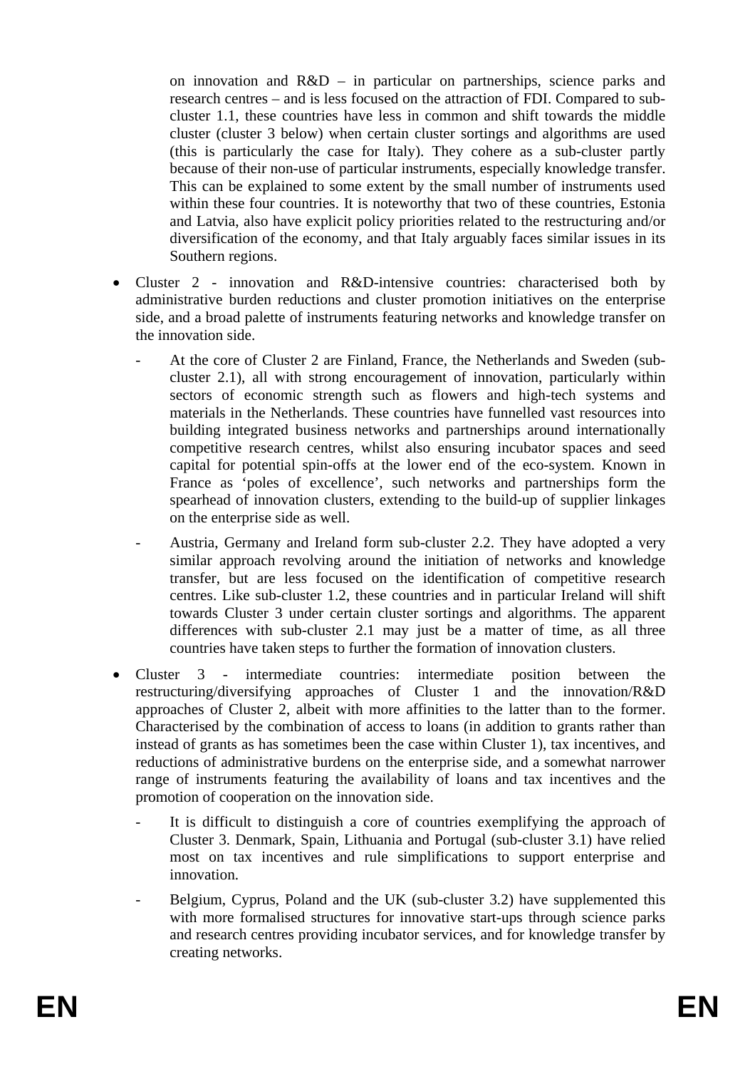on innovation and R&D – in particular on partnerships, science parks and research centres – and is less focused on the attraction of FDI. Compared to sub-cluster 1.1, these countries have less in common and shift towards the middle cluster (cluster 3 below) when certain cluster sortings and algorithms are used (this is particularly the case for Italy). They cohere as a sub-cluster partly because of their non-use of particular instruments, especially knowledge transfer. This can be explained to some extent by the small number of instruments used within these four countries. It is noteworthy that two of these countries, Estonia and Latvia, also have explicit policy priorities related to the restructuring and/or diversification of the economy, and that Italy arguably faces similar issues in its Southern regions.

- Cluster 2 - innovation and R&D-intensive countries: characterised both by administrative burden reductions and cluster promotion initiatives on the enterprise side, and a broad palette of instruments featuring networks and knowledge transfer on the innovation side.

  - At the core of Cluster 2 are Finland, France, the Netherlands and Sweden (sub-cluster 2.1), all with strong encouragement of innovation, particularly within sectors of economic strength such as flowers and high-tech systems and materials in the Netherlands. These countries have funnelled vast resources into building integrated business networks and partnerships around internationally competitive research centres, whilst also ensuring incubator spaces and seed capital for potential spin-offs at the lower end of the eco-system. Known in France as 'poles of excellence', such networks and partnerships form the spearhead of innovation clusters, extending to the build-up of supplier linkages on the enterprise side as well.

  - Austria, Germany and Ireland form sub-cluster 2.2. They have adopted a very similar approach revolving around the initiation of networks and knowledge transfer, but are less focused on the identification of competitive research centres. Like sub-cluster 1.2, these countries and in particular Ireland will shift towards Cluster 3 under certain cluster sortings and algorithms. The apparent differences with sub-cluster 2.1 may just be a matter of time, as all three countries have taken steps to further the formation of innovation clusters.

- Cluster 3 - intermediate countries: intermediate position between the restructuring/diversifying approaches of Cluster 1 and the innovation/R&D approaches of Cluster 2, albeit with more affinities to the latter than to the former. Characterised by the combination of access to loans (in addition to grants rather than instead of grants as has sometimes been the case within Cluster 1), tax incentives, and reductions of administrative burdens on the enterprise side, and a somewhat narrower range of instruments featuring the availability of loans and tax incentives and the promotion of cooperation on the innovation side.

  - It is difficult to distinguish a core of countries exemplifying the approach of Cluster 3. Denmark, Spain, Lithuania and Portugal (sub-cluster 3.1) have relied most on tax incentives and rule simplifications to support enterprise and innovation.

  - Belgium, Cyprus, Poland and the UK (sub-cluster 3.2) have supplemented this with more formalised structures for innovative start-ups through science parks and research centres providing incubator services, and for knowledge transfer by creating networks.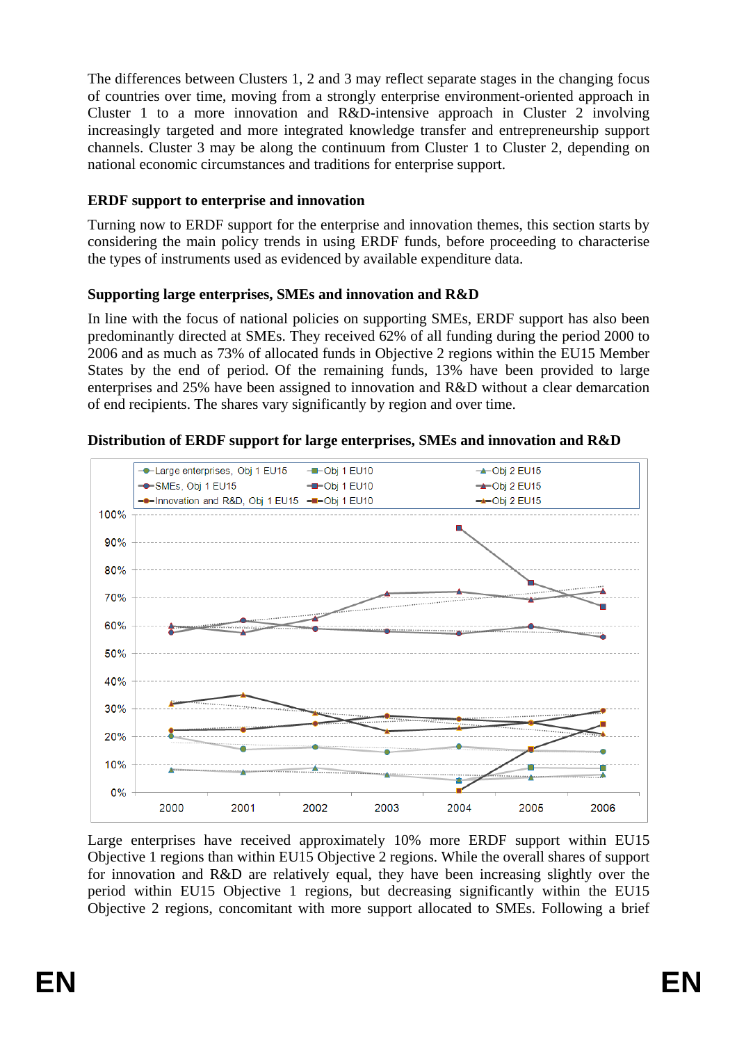The differences between Clusters 1, 2 and 3 may reflect separate stages in the changing focus of countries over time, moving from a strongly enterprise environment-oriented approach in Cluster 1 to a more innovation and R&D-intensive approach in Cluster 2 involving increasingly targeted and more integrated knowledge transfer and entrepreneurship support channels. Cluster 3 may be along the continuum from Cluster 1 to Cluster 2, depending on national economic circumstances and traditions for enterprise support.

**ERDF support to enterprise and innovation**

Turning now to ERDF support for the enterprise and innovation themes, this section starts by considering the main policy trends in using ERDF funds, before proceeding to characterise the types of instruments used as evidenced by available expenditure data.

**Supporting large enterprises, SMEs and innovation and R&D**

In line with the focus of national policies on supporting SMEs, ERDF support has also been predominantly directed at SMEs. They received 62% of all funding during the period 2000 to 2006 and as much as 73% of allocated funds in Objective 2 regions within the EU15 Member States by the end of period. Of the remaining funds, 13% have been provided to large enterprises and 25% have been assigned to innovation and R&D without a clear demarcation of end recipients. The shares vary significantly by region and over time.

**Distribution of ERDF support for large enterprises, SMEs and innovation and R&D**

Large enterprises have received approximately 10% more ERDF support within EU15 Objective 1 regions than within EU15 Objective 2 regions. While the overall shares of support for innovation and R&D are relatively equal, they have been increasing slightly over the period within EU15 Objective 1 regions, but decreasing significantly within the EU15 Objective 2 regions, concomitant with more support allocated to SMEs. Following a brief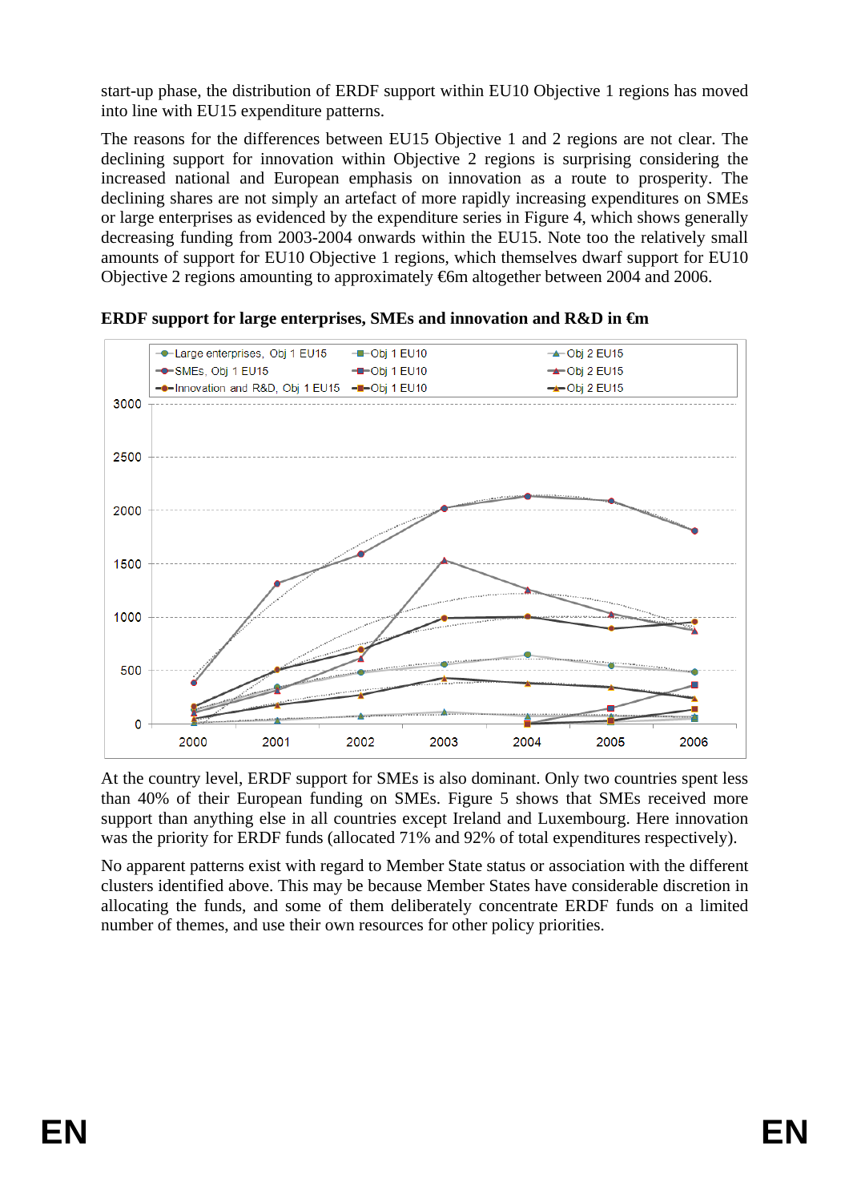start-up phase, the distribution of ERDF support within EU10 Objective 1 regions has moved into line with EU15 expenditure patterns.

The reasons for the differences between EU15 Objective 1 and 2 regions are not clear. The declining support for innovation within Objective 2 regions is surprising considering the increased national and European emphasis on innovation as a route to prosperity. The declining shares are not simply an artefact of more rapidly increasing expenditures on SMEs or large enterprises as evidenced by the expenditure series in Figure 4, which shows generally decreasing funding from 2003-2004 onwards within the EU15. Note too the relatively small amounts of support for EU10 Objective 1 regions, which themselves dwarf support for EU10 Objective 2 regions amounting to approximately €6m altogether between 2004 and 2006.

**ERDF support for large enterprises, SMEs and innovation and R&D in €m**

At the country level, ERDF support for SMEs is also dominant. Only two countries spent less than 40% of their European funding on SMEs. Figure 5 shows that SMEs received more support than anything else in all countries except Ireland and Luxembourg. Here innovation was the priority for ERDF funds (allocated 71% and 92% of total expenditures respectively).

No apparent patterns exist with regard to Member State status or association with the different clusters identified above. This may be because Member States have considerable discretion in allocating the funds, and some of them deliberately concentrate ERDF funds on a limited number of themes, and use their own resources for other policy priorities.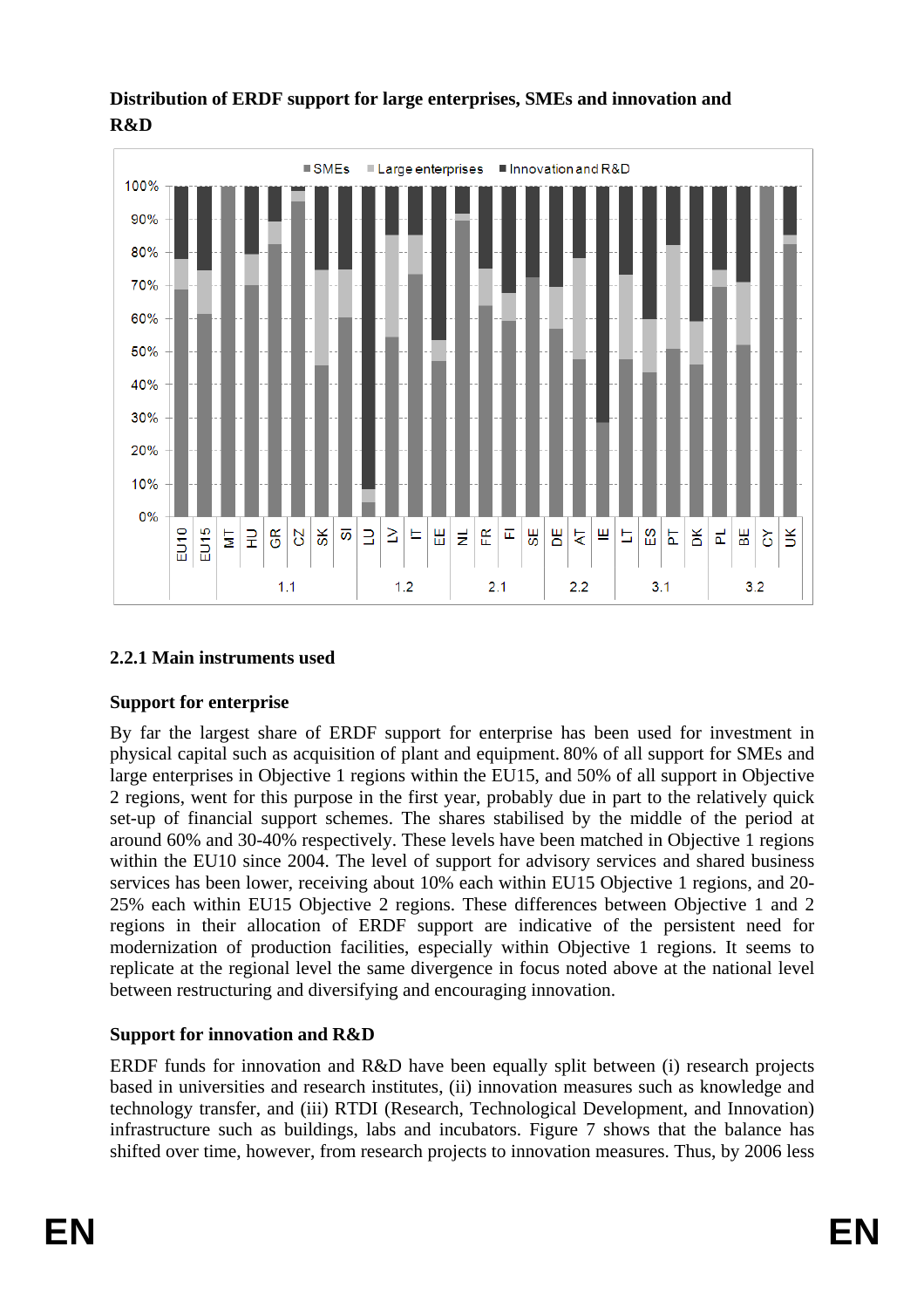**Distribution of ERDF support for large enterprises, SMEs and innovation and R&D**

### 2.2.1 Main instruments used

**Support for enterprise**

By far the largest share of ERDF support for enterprise has been used for investment in physical capital such as acquisition of plant and equipment. 80% of all support for SMEs and large enterprises in Objective 1 regions within the EU15, and 50% of all support in Objective 2 regions, went for this purpose in the first year, probably due in part to the relatively quick set-up of financial support schemes. The shares stabilised by the middle of the period at around 60% and 30-40% respectively. These levels have been matched in Objective 1 regions within the EU10 since 2004. The level of support for advisory services and shared business services has been lower, receiving about 10% each within EU15 Objective 1 regions, and 20-25% each within EU15 Objective 2 regions. These differences between Objective 1 and 2 regions in their allocation of ERDF support are indicative of the persistent need for modernization of production facilities, especially within Objective 1 regions. It seems to replicate at the regional level the same divergence in focus noted above at the national level between restructuring and diversifying and encouraging innovation.

**Support for innovation and R&D**

ERDF funds for innovation and R&D have been equally split between (i) research projects based in universities and research institutes, (ii) innovation measures such as knowledge and technology transfer, and (iii) RTDI (Research, Technological Development, and Innovation) infrastructure such as buildings, labs and incubators. Figure 7 shows that the balance has shifted over time, however, from research projects to innovation measures. Thus, by 2006 less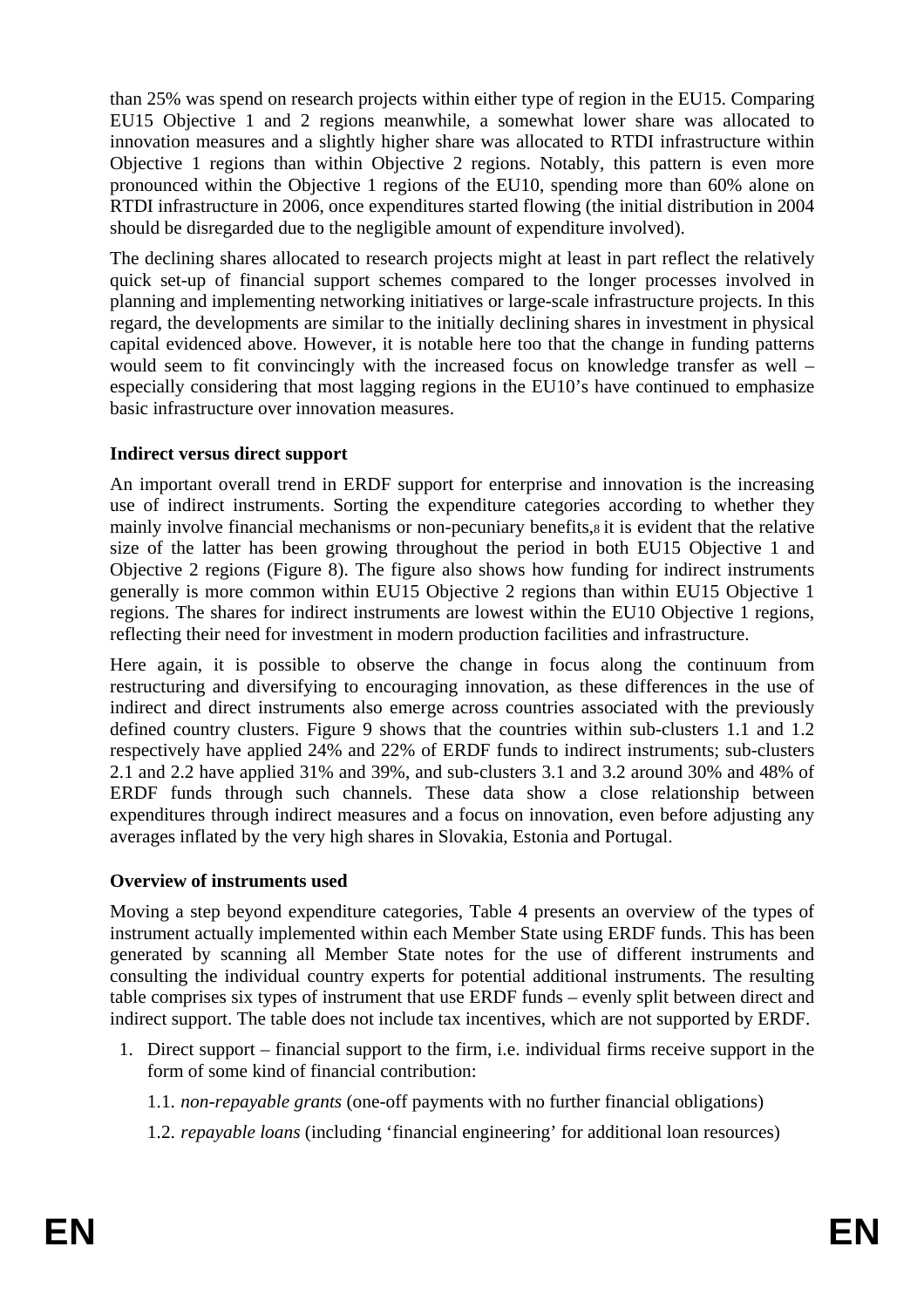than 25% was spend on research projects within either type of region in the EU15. Comparing EU15 Objective 1 and 2 regions meanwhile, a somewhat lower share was allocated to innovation measures and a slightly higher share was allocated to RTDI infrastructure within Objective 1 regions than within Objective 2 regions. Notably, this pattern is even more pronounced within the Objective 1 regions of the EU10, spending more than 60% alone on RTDI infrastructure in 2006, once expenditures started flowing (the initial distribution in 2004 should be disregarded due to the negligible amount of expenditure involved).

The declining shares allocated to research projects might at least in part reflect the relatively quick set-up of financial support schemes compared to the longer processes involved in planning and implementing networking initiatives or large-scale infrastructure projects. In this regard, the developments are similar to the initially declining shares in investment in physical capital evidenced above. However, it is notable here too that the change in funding patterns would seem to fit convincingly with the increased focus on knowledge transfer as well – especially considering that most lagging regions in the EU10's have continued to emphasize basic infrastructure over innovation measures.

**Indirect versus direct support**

An important overall trend in ERDF support for enterprise and innovation is the increasing use of indirect instruments. Sorting the expenditure categories according to whether they mainly involve financial mechanisms or non-pecuniary benefits,[8] it is evident that the relative size of the latter has been growing throughout the period in both EU15 Objective 1 and Objective 2 regions (Figure 8). The figure also shows how funding for indirect instruments generally is more common within EU15 Objective 2 regions than within EU15 Objective 1 regions. The shares for indirect instruments are lowest within the EU10 Objective 1 regions, reflecting their need for investment in modern production facilities and infrastructure.

Here again, it is possible to observe the change in focus along the continuum from restructuring and diversifying to encouraging innovation, as these differences in the use of indirect and direct instruments also emerge across countries associated with the previously defined country clusters. Figure 9 shows that the countries within sub-clusters 1.1 and 1.2 respectively have applied 24% and 22% of ERDF funds to indirect instruments; sub-clusters 2.1 and 2.2 have applied 31% and 39%, and sub-clusters 3.1 and 3.2 around 30% and 48% of ERDF funds through such channels. These data show a close relationship between expenditures through indirect measures and a focus on innovation, even before adjusting any averages inflated by the very high shares in Slovakia, Estonia and Portugal.

**Overview of instruments used**

Moving a step beyond expenditure categories, Table 4 presents an overview of the types of instrument actually implemented within each Member State using ERDF funds. This has been generated by scanning all Member State notes for the use of different instruments and consulting the individual country experts for potential additional instruments. The resulting table comprises six types of instrument that use ERDF funds – evenly split between direct and indirect support. The table does not include tax incentives, which are not supported by ERDF.

1. Direct support – financial support to the firm, i.e. individual firms receive support in the form of some kind of financial contribution:

   1.1. *non-repayable grants* (one-off payments with no further financial obligations)

   1.2. *repayable loans* (including 'financial engineering' for additional loan resources)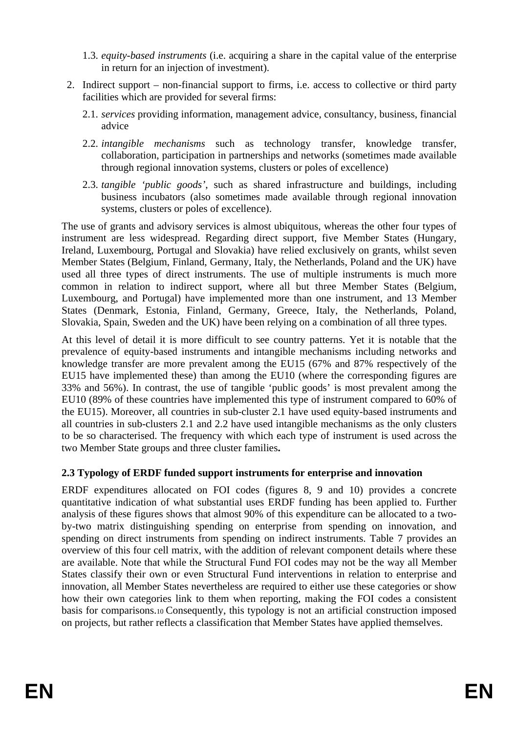1.3. *equity-based instruments* (i.e. acquiring a share in the capital value of the enterprise in return for an injection of investment).

2. Indirect support – non-financial support to firms, i.e. access to collective or third party facilities which are provided for several firms:

   2.1. *services* providing information, management advice, consultancy, business, financial advice

   2.2. *intangible mechanisms* such as technology transfer, knowledge transfer, collaboration, participation in partnerships and networks (sometimes made available through regional innovation systems, clusters or poles of excellence)

   2.3. *tangible 'public goods'*, such as shared infrastructure and buildings, including business incubators (also sometimes made available through regional innovation systems, clusters or poles of excellence).

The use of grants and advisory services is almost ubiquitous, whereas the other four types of instrument are less widespread. Regarding direct support, five Member States (Hungary, Ireland, Luxembourg, Portugal and Slovakia) have relied exclusively on grants, whilst seven Member States (Belgium, Finland, Germany, Italy, the Netherlands, Poland and the UK) have used all three types of direct instruments. The use of multiple instruments is much more common in relation to indirect support, where all but three Member States (Belgium, Luxembourg, and Portugal) have implemented more than one instrument, and 13 Member States (Denmark, Estonia, Finland, Germany, Greece, Italy, the Netherlands, Poland, Slovakia, Spain, Sweden and the UK) have been relying on a combination of all three types.

At this level of detail it is more difficult to see country patterns. Yet it is notable that the prevalence of equity-based instruments and intangible mechanisms including networks and knowledge transfer are more prevalent among the EU15 (67% and 87% respectively of the EU15 have implemented these) than among the EU10 (where the corresponding figures are 33% and 56%). In contrast, the use of tangible 'public goods' is most prevalent among the EU10 (89% of these countries have implemented this type of instrument compared to 60% of the EU15). Moreover, all countries in sub-cluster 2.1 have used equity-based instruments and all countries in sub-clusters 2.1 and 2.2 have used intangible mechanisms as the only clusters to be so characterised. The frequency with which each type of instrument is used across the two Member State groups and three cluster families**.**

### 2.3 Typology of ERDF funded support instruments for enterprise and innovation

ERDF expenditures allocated on FOI codes (figures 8, 9 and 10) provides a concrete quantitative indication of what substantial uses ERDF funding has been applied to. Further analysis of these figures shows that almost 90% of this expenditure can be allocated to a two-by-two matrix distinguishing spending on enterprise from spending on innovation, and spending on direct instruments from spending on indirect instruments. Table 7 provides an overview of this four cell matrix, with the addition of relevant component details where these are available. Note that while the Structural Fund FOI codes may not be the way all Member States classify their own or even Structural Fund interventions in relation to enterprise and innovation, all Member States nevertheless are required to either use these categories or show how their own categories link to them when reporting, making the FOI codes a consistent basis for comparisons.[10] Consequently, this typology is not an artificial construction imposed on projects, but rather reflects a classification that Member States have applied themselves.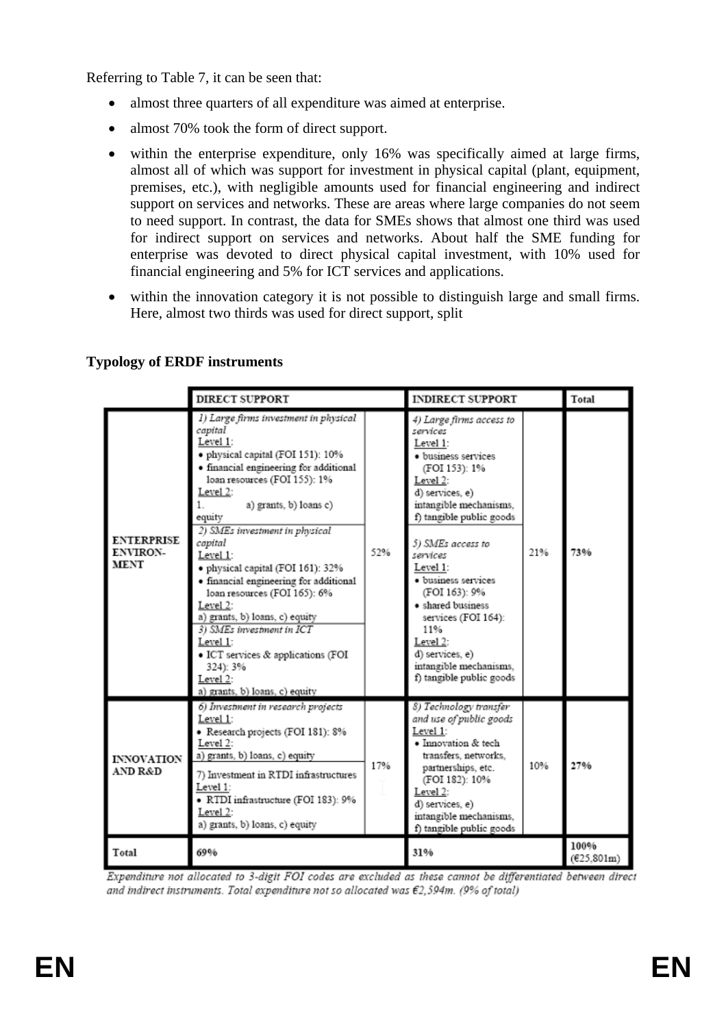Referring to Table 7, it can be seen that:

- almost three quarters of all expenditure was aimed at enterprise.
- almost 70% took the form of direct support.
- within the enterprise expenditure, only 16% was specifically aimed at large firms, almost all of which was support for investment in physical capital (plant, equipment, premises, etc.), with negligible amounts used for financial engineering and indirect support on services and networks. These are areas where large companies do not seem to need support. In contrast, the data for SMEs shows that almost one third was used for indirect support on services and networks. About half the SME funding for enterprise was devoted to direct physical capital investment, with 10% used for financial engineering and 5% for ICT services and applications.
- within the innovation category it is not possible to distinguish large and small firms. Here, almost two thirds was used for direct support, split

**Typology of ERDF instruments**

| | DIRECT SUPPORT | | INDIRECT SUPPORT | | Total |
|---|---|---|---|---|---|
| **ENTERPRISE ENVIRON-MENT** | *1) Large firms investment in physical capital* Level 1: • physical capital (FOI 151): 10% • financial engineering for additional loan resources (FOI 155): 1% Level 2: 1. a) grants, b) loans c) equity<br>*2) SMEs investment in physical capital* Level 1: • physical capital (FOI 161): 32% • financial engineering for additional loan resources (FOI 165): 6% Level 2: a) grants, b) loans, c) equity<br>*3) SMEs investment in ICT* Level 1: • ICT services & applications (FOI 324): 3% Level 2: a) grants, b) loans, c) equity | 52% | *4) Large firms access to services* Level 1: • business services (FOI 153): 1% Level 2: d) services, e) intangible mechanisms, f) tangible public goods<br>*5) SMEs access to services* Level 1: • business services (FOI 163): 9% • shared business services (FOI 164): 11% Level 2: d) services, e) intangible mechanisms, f) tangible public goods | 21% | 73% |
| **INNOVATION AND R&D** | *6) Investment in research projects* Level 1: • Research projects (FOI 181): 8% Level 2: a) grants, b) loans, c) equity<br>7) Investment in RTDI infrastructures Level 1: • RTDI infrastructure (FOI 183): 9% Level 2: a) grants, b) loans, c) equity | 17% | *8) Technology transfer and use of public goods* Level 1: • Innovation & tech transfers, networks, partnerships, etc. (FOI 182): 10% Level 2: d) services, e) intangible mechanisms, f) tangible public goods | 10% | 27% |
| Total | 69% | | 31% | | 100% (€25,801m) |

*Expenditure not allocated to 3-digit FOI codes are excluded as these cannot be differentiated between direct and indirect instruments. Total expenditure not so allocated was €2,594m. (9% of total)*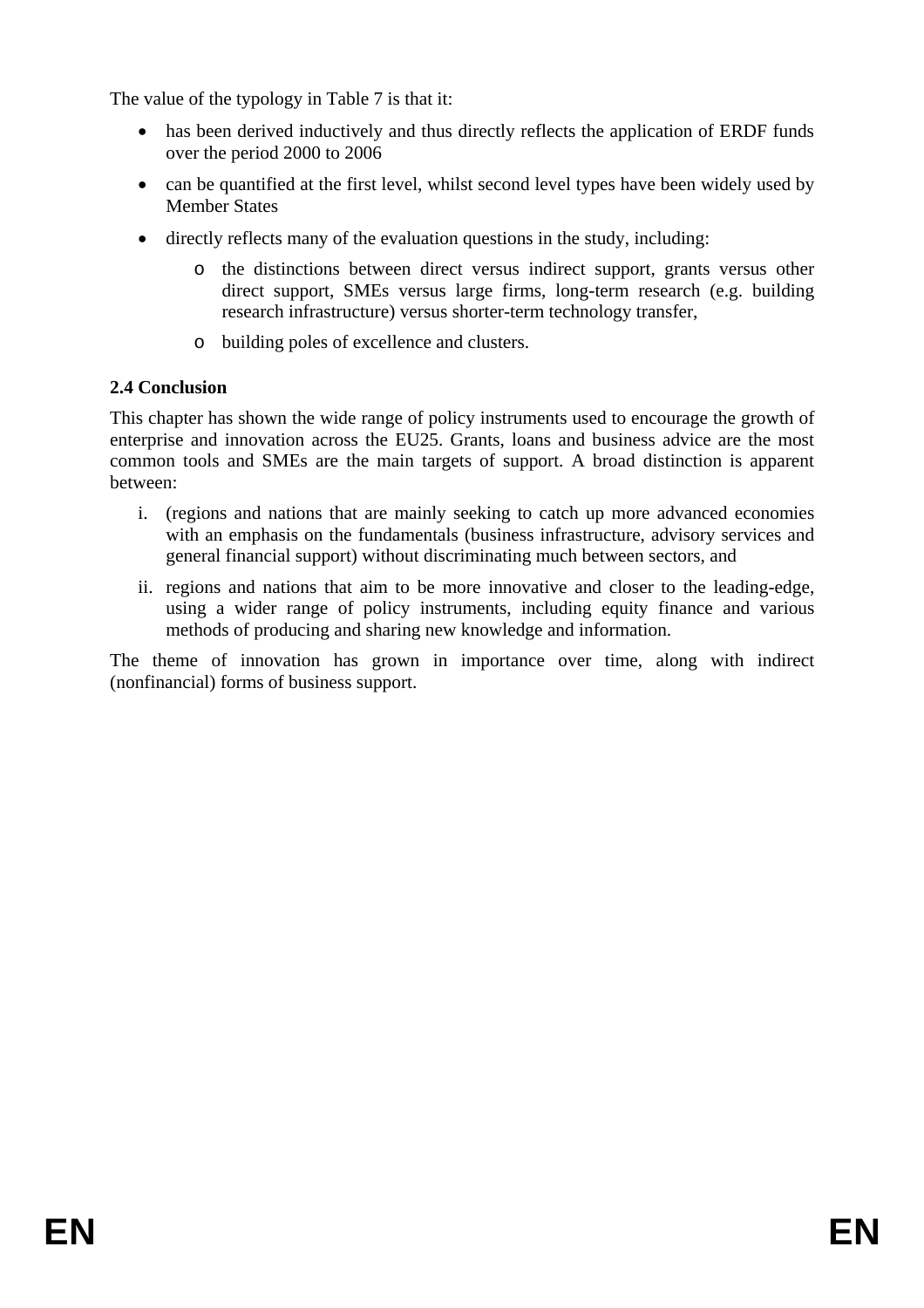The value of the typology in Table 7 is that it:

- has been derived inductively and thus directly reflects the application of ERDF funds over the period 2000 to 2006
- can be quantified at the first level, whilst second level types have been widely used by Member States
- directly reflects many of the evaluation questions in the study, including:
  - the distinctions between direct versus indirect support, grants versus other direct support, SMEs versus large firms, long-term research (e.g. building research infrastructure) versus shorter-term technology transfer,
  - building poles of excellence and clusters.

**2.4 Conclusion**

This chapter has shown the wide range of policy instruments used to encourage the growth of enterprise and innovation across the EU25. Grants, loans and business advice are the most common tools and SMEs are the main targets of support. A broad distinction is apparent between:

i. (regions and nations that are mainly seeking to catch up more advanced economies with an emphasis on the fundamentals (business infrastructure, advisory services and general financial support) without discriminating much between sectors, and

ii. regions and nations that aim to be more innovative and closer to the leading-edge, using a wider range of policy instruments, including equity finance and various methods of producing and sharing new knowledge and information.

The theme of innovation has grown in importance over time, along with indirect (nonfinancial) forms of business support.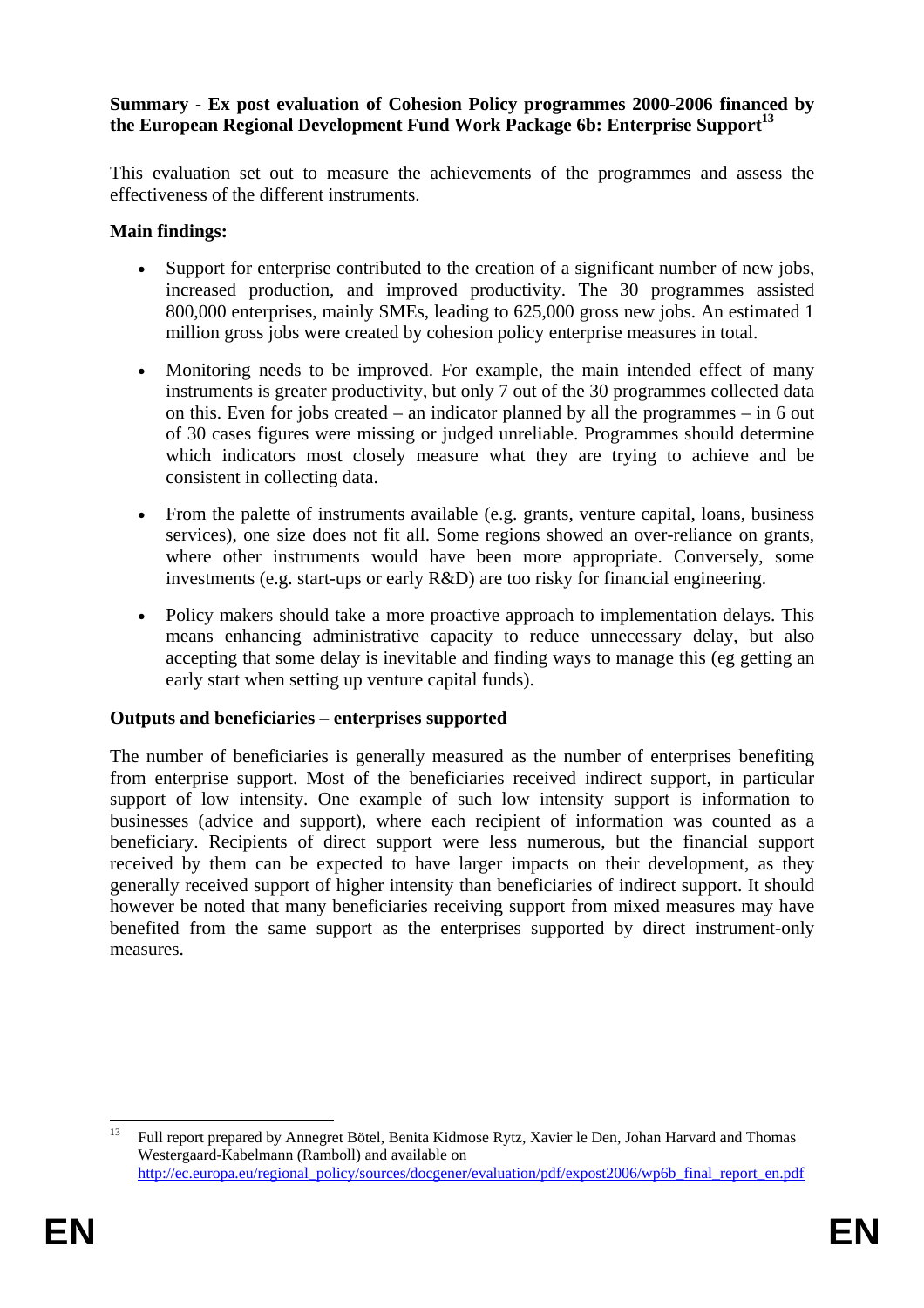**Summary - Ex post evaluation of Cohesion Policy programmes 2000-2006 financed by the European Regional Development Fund Work Package 6b: Enterprise Support**[13]

This evaluation set out to measure the achievements of the programmes and assess the effectiveness of the different instruments.

**Main findings:**

- Support for enterprise contributed to the creation of a significant number of new jobs, increased production, and improved productivity. The 30 programmes assisted 800,000 enterprises, mainly SMEs, leading to 625,000 gross new jobs. An estimated 1 million gross jobs were created by cohesion policy enterprise measures in total.
- Monitoring needs to be improved. For example, the main intended effect of many instruments is greater productivity, but only 7 out of the 30 programmes collected data on this. Even for jobs created – an indicator planned by all the programmes – in 6 out of 30 cases figures were missing or judged unreliable. Programmes should determine which indicators most closely measure what they are trying to achieve and be consistent in collecting data.
- From the palette of instruments available (e.g. grants, venture capital, loans, business services), one size does not fit all. Some regions showed an over-reliance on grants, where other instruments would have been more appropriate. Conversely, some investments (e.g. start-ups or early R&D) are too risky for financial engineering.
- Policy makers should take a more proactive approach to implementation delays. This means enhancing administrative capacity to reduce unnecessary delay, but also accepting that some delay is inevitable and finding ways to manage this (eg getting an early start when setting up venture capital funds).

**Outputs and beneficiaries – enterprises supported**

The number of beneficiaries is generally measured as the number of enterprises benefiting from enterprise support. Most of the beneficiaries received indirect support, in particular support of low intensity. One example of such low intensity support is information to businesses (advice and support), where each recipient of information was counted as a beneficiary. Recipients of direct support were less numerous, but the financial support received by them can be expected to have larger impacts on their development, as they generally received support of higher intensity than beneficiaries of indirect support. It should however be noted that many beneficiaries receiving support from mixed measures may have benefited from the same support as the enterprises supported by direct instrument-only measures.

---

[13] Full report prepared by Annegret Bötel, Benita Kidmose Rytz, Xavier le Den, Johan Harvard and Thomas Westergaard-Kabelmann (Ramboll) and available on http://ec.europa.eu/regional_policy/sources/docgener/evaluation/pdf/expost2006/wp6b_final_report_en.pdf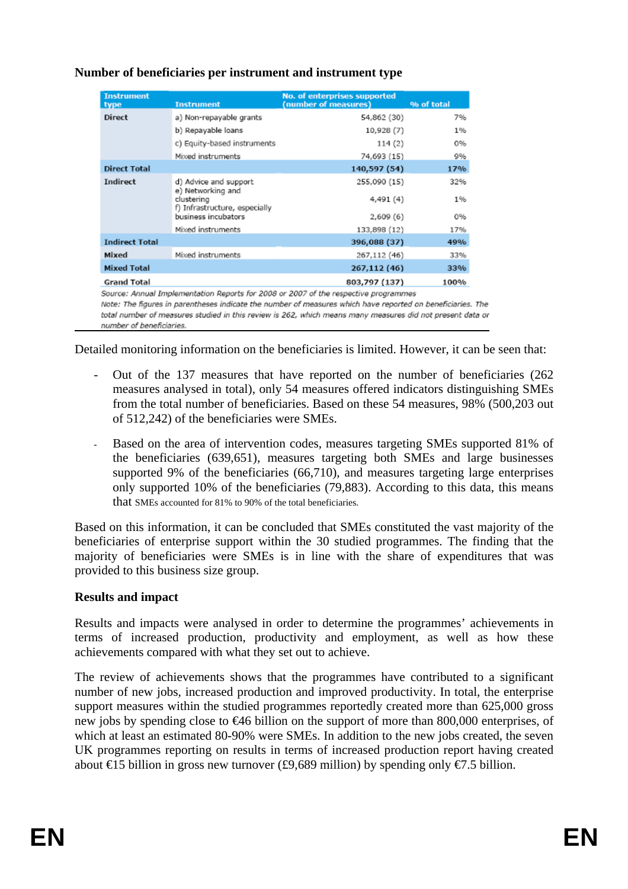**Number of beneficiaries per instrument and instrument type**

| Instrument type | Instrument | No. of enterprises supported (number of measures) | % of total |
|---|---|---|---|
| Direct | a) Non-repayable grants | 54,862 (30) | 7% |
| | b) Repayable loans | 10,928 (7) | 1% |
| | c) Equity-based instruments | 114 (2) | 0% |
| | Mixed instruments | 74,693 (15) | 9% |
| **Direct Total** | | **140,597 (54)** | **17%** |
| Indirect | d) Advice and support | 255,090 (15) | 32% |
| | e) Networking and clustering | 4,491 (4) | 1% |
| | f) Infrastructure, especially business incubators | 2,609 (6) | 0% |
| | Mixed instruments | 133,898 (12) | 17% |
| **Indirect Total** | | **396,088 (37)** | **49%** |
| Mixed | Mixed instruments | 267,112 (46) | 33% |
| **Mixed Total** | | **267,112 (46)** | **33%** |
| **Grand Total** | | **803,797 (137)** | **100%** |

*Source: Annual Implementation Reports for 2008 or 2007 of the respective programmes*

*Note: The figures in parentheses indicate the number of measures which have reported on beneficiaries. The total number of measures studied in this review is 262, which means many measures did not present data or number of beneficiaries.*

Detailed monitoring information on the beneficiaries is limited. However, it can be seen that:

- Out of the 137 measures that have reported on the number of beneficiaries (262 measures analysed in total), only 54 measures offered indicators distinguishing SMEs from the total number of beneficiaries. Based on these 54 measures, 98% (500,203 out of 512,242) of the beneficiaries were SMEs.

- Based on the area of intervention codes, measures targeting SMEs supported 81% of the beneficiaries (639,651), measures targeting both SMEs and large businesses supported 9% of the beneficiaries (66,710), and measures targeting large enterprises only supported 10% of the beneficiaries (79,883). According to this data, this means that SMEs accounted for 81% to 90% of the total beneficiaries.

Based on this information, it can be concluded that SMEs constituted the vast majority of the beneficiaries of enterprise support within the 30 studied programmes. The finding that the majority of beneficiaries were SMEs is in line with the share of expenditures that was provided to this business size group.

**Results and impact**

Results and impacts were analysed in order to determine the programmes' achievements in terms of increased production, productivity and employment, as well as how these achievements compared with what they set out to achieve.

The review of achievements shows that the programmes have contributed to a significant number of new jobs, increased production and improved productivity. In total, the enterprise support measures within the studied programmes reportedly created more than 625,000 gross new jobs by spending close to €46 billion on the support of more than 800,000 enterprises, of which at least an estimated 80-90% were SMEs. In addition to the new jobs created, the seven UK programmes reporting on results in terms of increased production report having created about €15 billion in gross new turnover (£9,689 million) by spending only €7.5 billion.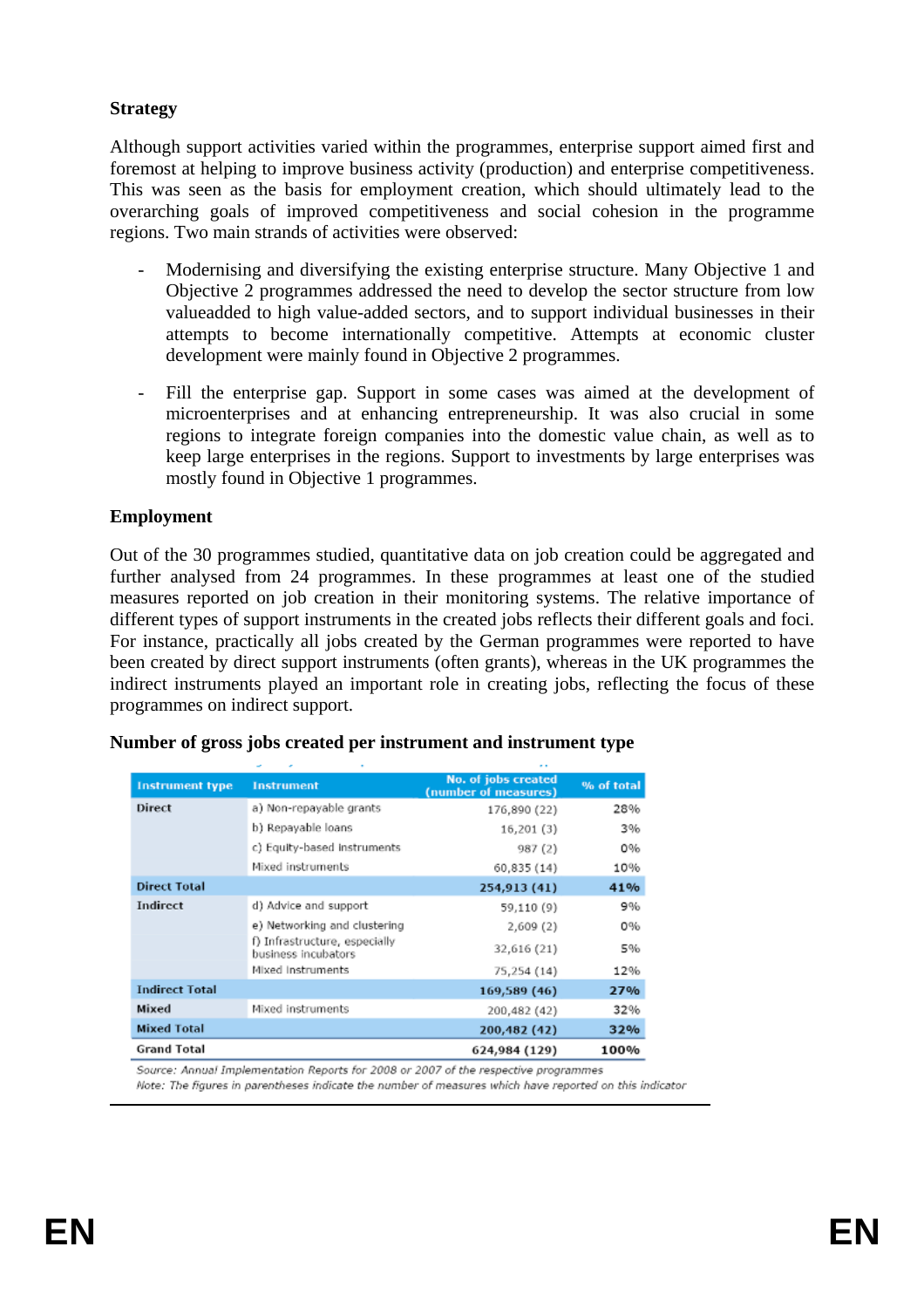**Strategy**

Although support activities varied within the programmes, enterprise support aimed first and foremost at helping to improve business activity (production) and enterprise competitiveness. This was seen as the basis for employment creation, which should ultimately lead to the overarching goals of improved competitiveness and social cohesion in the programme regions. Two main strands of activities were observed:

- Modernising and diversifying the existing enterprise structure. Many Objective 1 and Objective 2 programmes addressed the need to develop the sector structure from low valueadded to high value-added sectors, and to support individual businesses in their attempts to become internationally competitive. Attempts at economic cluster development were mainly found in Objective 2 programmes.

- Fill the enterprise gap. Support in some cases was aimed at the development of microenterprises and at enhancing entrepreneurship. It was also crucial in some regions to integrate foreign companies into the domestic value chain, as well as to keep large enterprises in the regions. Support to investments by large enterprises was mostly found in Objective 1 programmes.

**Employment**

Out of the 30 programmes studied, quantitative data on job creation could be aggregated and further analysed from 24 programmes. In these programmes at least one of the studied measures reported on job creation in their monitoring systems. The relative importance of different types of support instruments in the created jobs reflects their different goals and foci. For instance, practically all jobs created by the German programmes were reported to have been created by direct support instruments (often grants), whereas in the UK programmes the indirect instruments played an important role in creating jobs, reflecting the focus of these programmes on indirect support.

**Number of gross jobs created per instrument and instrument type**

| Instrument type | Instrument | No. of jobs created (number of measures) | % of total |
|---|---|---|---|
| Direct | a) Non-repayable grants | 176,890 (22) | 28% |
| | b) Repayable loans | 16,201 (3) | 3% |
| | c) Equity-based instruments | 987 (2) | 0% |
| | Mixed instruments | 60,835 (14) | 10% |
| **Direct Total** | | **254,913 (41)** | **41%** |
| Indirect | d) Advice and support | 59,110 (9) | 9% |
| | e) Networking and clustering | 2,609 (2) | 0% |
| | f) Infrastructure, especially business incubators | 32,616 (21) | 5% |
| | Mixed instruments | 75,254 (14) | 12% |
| **Indirect Total** | | **169,589 (46)** | **27%** |
| Mixed | Mixed instruments | 200,482 (42) | 32% |
| **Mixed Total** | | **200,482 (42)** | **32%** |
| **Grand Total** | | **624,984 (129)** | **100%** |

*Source: Annual Implementation Reports for 2008 or 2007 of the respective programmes*
*Note: The figures in parentheses indicate the number of measures which have reported on this indicator*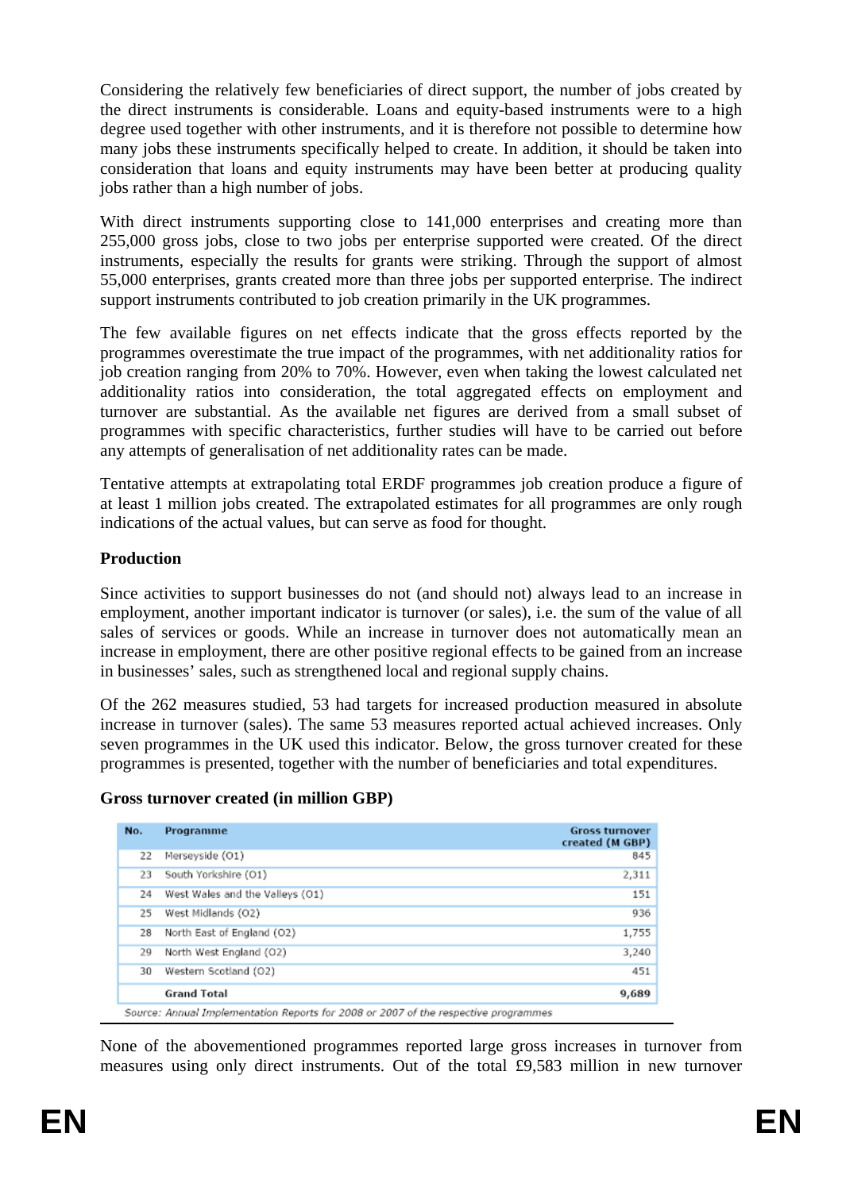Considering the relatively few beneficiaries of direct support, the number of jobs created by the direct instruments is considerable. Loans and equity-based instruments were to a high degree used together with other instruments, and it is therefore not possible to determine how many jobs these instruments specifically helped to create. In addition, it should be taken into consideration that loans and equity instruments may have been better at producing quality jobs rather than a high number of jobs.

With direct instruments supporting close to 141,000 enterprises and creating more than 255,000 gross jobs, close to two jobs per enterprise supported were created. Of the direct instruments, especially the results for grants were striking. Through the support of almost 55,000 enterprises, grants created more than three jobs per supported enterprise. The indirect support instruments contributed to job creation primarily in the UK programmes.

The few available figures on net effects indicate that the gross effects reported by the programmes overestimate the true impact of the programmes, with net additionality ratios for job creation ranging from 20% to 70%. However, even when taking the lowest calculated net additionality ratios into consideration, the total aggregated effects on employment and turnover are substantial. As the available net figures are derived from a small subset of programmes with specific characteristics, further studies will have to be carried out before any attempts of generalisation of net additionality rates can be made.

Tentative attempts at extrapolating total ERDF programmes job creation produce a figure of at least 1 million jobs created. The extrapolated estimates for all programmes are only rough indications of the actual values, but can serve as food for thought.

**Production**

Since activities to support businesses do not (and should not) always lead to an increase in employment, another important indicator is turnover (or sales), i.e. the sum of the value of all sales of services or goods. While an increase in turnover does not automatically mean an increase in employment, there are other positive regional effects to be gained from an increase in businesses' sales, such as strengthened local and regional supply chains.

Of the 262 measures studied, 53 had targets for increased production measured in absolute increase in turnover (sales). The same 53 measures reported actual achieved increases. Only seven programmes in the UK used this indicator. Below, the gross turnover created for these programmes is presented, together with the number of beneficiaries and total expenditures.

**Gross turnover created (in million GBP)**

| No. | Programme | Gross turnover created (M GBP) |
|---|---|---|
| 22 | Merseyside (O1) | 845 |
| 23 | South Yorkshire (O1) | 2,311 |
| 24 | West Wales and the Valleys (O1) | 151 |
| 25 | West Midlands (O2) | 936 |
| 28 | North East of England (O2) | 1,755 |
| 29 | North West England (O2) | 3,240 |
| 30 | Western Scotland (O2) | 451 |
| | **Grand Total** | **9,689** |

*Source: Annual Implementation Reports for 2008 or 2007 of the respective programmes*

None of the abovementioned programmes reported large gross increases in turnover from measures using only direct instruments. Out of the total £9,583 million in new turnover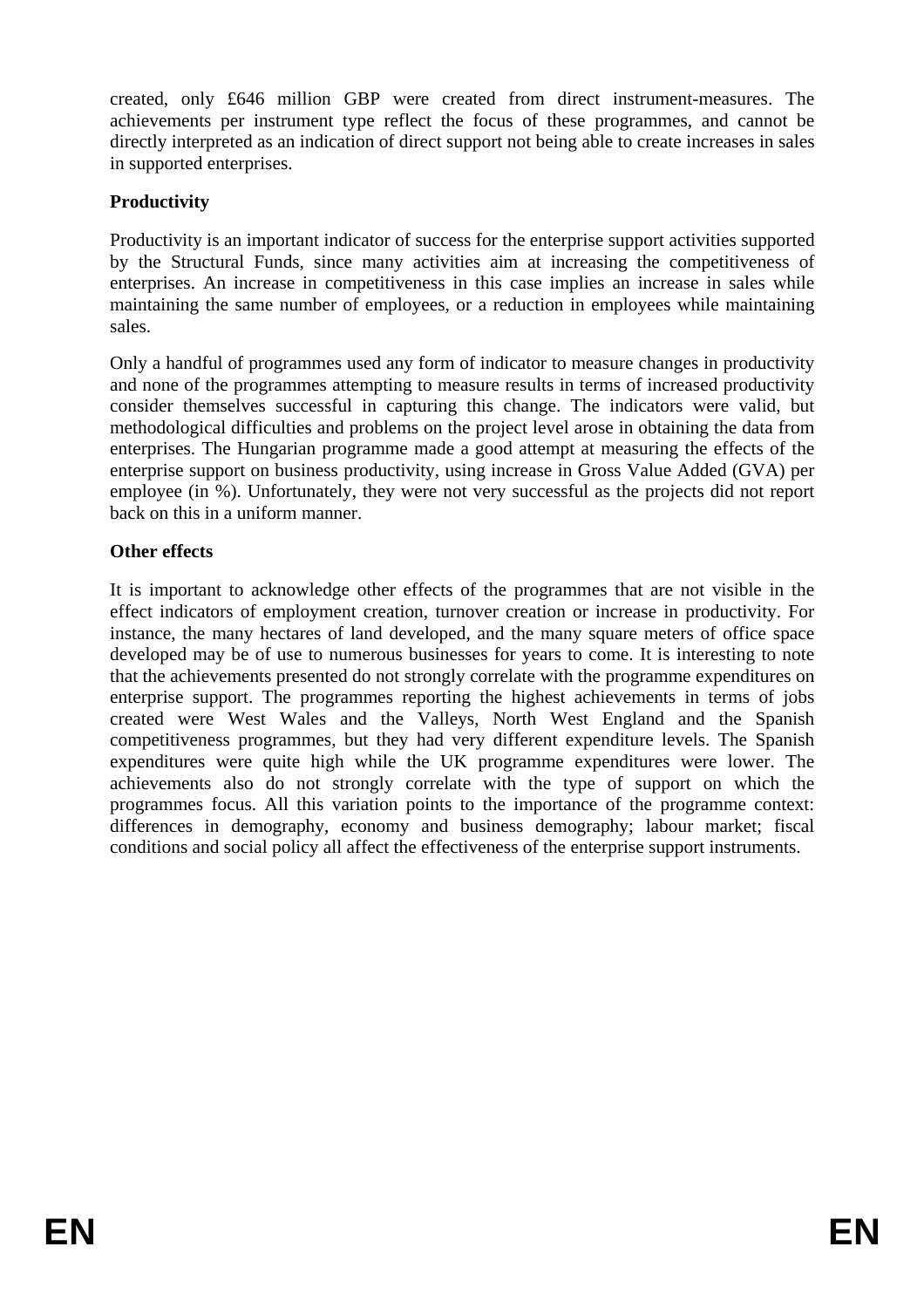created, only £646 million GBP were created from direct instrument-measures. The achievements per instrument type reflect the focus of these programmes, and cannot be directly interpreted as an indication of direct support not being able to create increases in sales in supported enterprises.

**Productivity**

Productivity is an important indicator of success for the enterprise support activities supported by the Structural Funds, since many activities aim at increasing the competitiveness of enterprises. An increase in competitiveness in this case implies an increase in sales while maintaining the same number of employees, or a reduction in employees while maintaining sales.

Only a handful of programmes used any form of indicator to measure changes in productivity and none of the programmes attempting to measure results in terms of increased productivity consider themselves successful in capturing this change. The indicators were valid, but methodological difficulties and problems on the project level arose in obtaining the data from enterprises. The Hungarian programme made a good attempt at measuring the effects of the enterprise support on business productivity, using increase in Gross Value Added (GVA) per employee (in %). Unfortunately, they were not very successful as the projects did not report back on this in a uniform manner.

**Other effects**

It is important to acknowledge other effects of the programmes that are not visible in the effect indicators of employment creation, turnover creation or increase in productivity. For instance, the many hectares of land developed, and the many square meters of office space developed may be of use to numerous businesses for years to come. It is interesting to note that the achievements presented do not strongly correlate with the programme expenditures on enterprise support. The programmes reporting the highest achievements in terms of jobs created were West Wales and the Valleys, North West England and the Spanish competitiveness programmes, but they had very different expenditure levels. The Spanish expenditures were quite high while the UK programme expenditures were lower. The achievements also do not strongly correlate with the type of support on which the programmes focus. All this variation points to the importance of the programme context: differences in demography, economy and business demography; labour market; fiscal conditions and social policy all affect the effectiveness of the enterprise support instruments.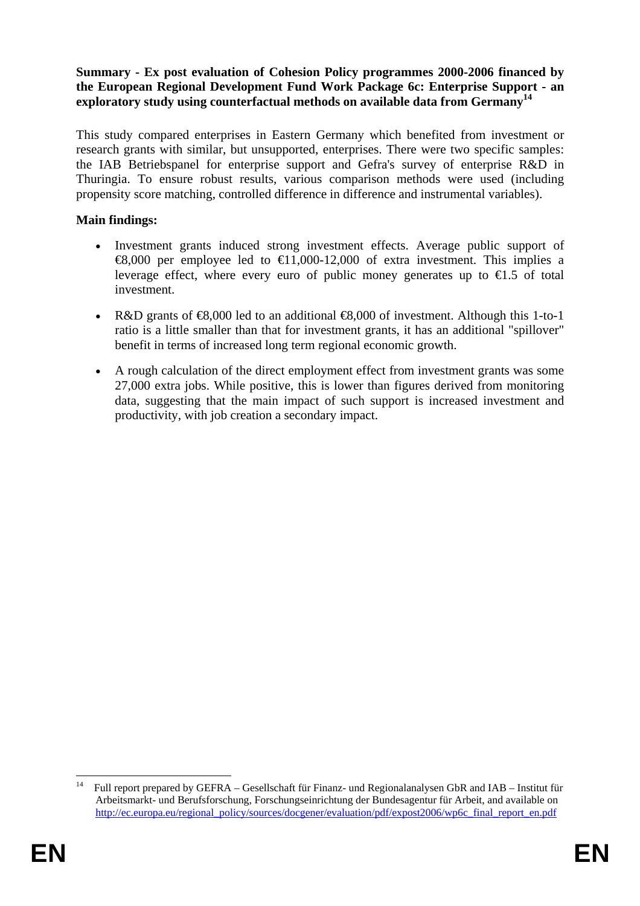**Summary - Ex post evaluation of Cohesion Policy programmes 2000-2006 financed by the European Regional Development Fund Work Package 6c: Enterprise Support - an exploratory study using counterfactual methods on available data from Germany**[14]

This study compared enterprises in Eastern Germany which benefited from investment or research grants with similar, but unsupported, enterprises. There were two specific samples: the IAB Betriebspanel for enterprise support and Gefra's survey of enterprise R&D in Thuringia. To ensure robust results, various comparison methods were used (including propensity score matching, controlled difference in difference and instrumental variables).

**Main findings:**

- Investment grants induced strong investment effects. Average public support of €8,000 per employee led to €11,000-12,000 of extra investment. This implies a leverage effect, where every euro of public money generates up to €1.5 of total investment.
- R&D grants of €8,000 led to an additional €8,000 of investment. Although this 1-to-1 ratio is a little smaller than that for investment grants, it has an additional "spillover" benefit in terms of increased long term regional economic growth.
- A rough calculation of the direct employment effect from investment grants was some 27,000 extra jobs. While positive, this is lower than figures derived from monitoring data, suggesting that the main impact of such support is increased investment and productivity, with job creation a secondary impact.

---

[14] Full report prepared by GEFRA – Gesellschaft für Finanz- und Regionalanalysen GbR and IAB – Institut für Arbeitsmarkt- und Berufsforschung, Forschungseinrichtung der Bundesagentur für Arbeit, and available on http://ec.europa.eu/regional_policy/sources/docgener/evaluation/pdf/expost2006/wp6c_final_report_en.pdf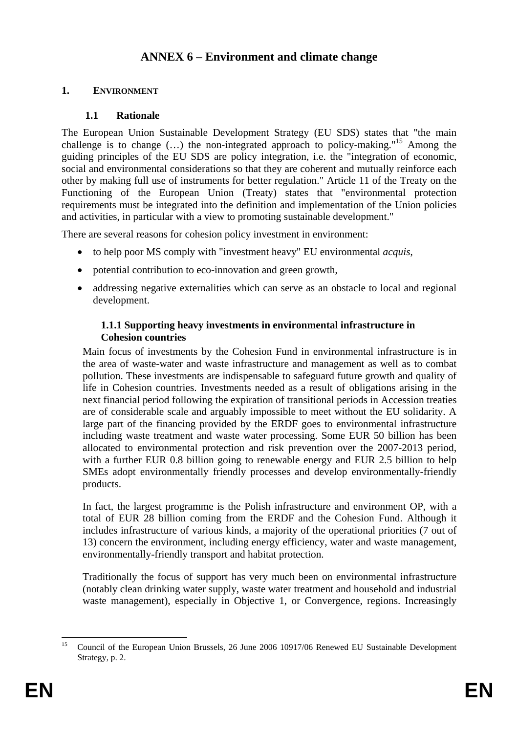# ANNEX 6 – Environment and climate change

## 1. ENVIRONMENT

### 1.1 Rationale

The European Union Sustainable Development Strategy (EU SDS) states that "the main challenge is to change (…) the non-integrated approach to policy-making."[15] Among the guiding principles of the EU SDS are policy integration, i.e. the "integration of economic, social and environmental considerations so that they are coherent and mutually reinforce each other by making full use of instruments for better regulation." Article 11 of the Treaty on the Functioning of the European Union (Treaty) states that "environmental protection requirements must be integrated into the definition and implementation of the Union policies and activities, in particular with a view to promoting sustainable development."

There are several reasons for cohesion policy investment in environment:

- to help poor MS comply with "investment heavy" EU environmental *acquis*,
- potential contribution to eco-innovation and green growth,
- addressing negative externalities which can serve as an obstacle to local and regional development.

#### 1.1.1 Supporting heavy investments in environmental infrastructure in Cohesion countries

Main focus of investments by the Cohesion Fund in environmental infrastructure is in the area of waste-water and waste infrastructure and management as well as to combat pollution. These investments are indispensable to safeguard future growth and quality of life in Cohesion countries. Investments needed as a result of obligations arising in the next financial period following the expiration of transitional periods in Accession treaties are of considerable scale and arguably impossible to meet without the EU solidarity. A large part of the financing provided by the ERDF goes to environmental infrastructure including waste treatment and waste water processing. Some EUR 50 billion has been allocated to environmental protection and risk prevention over the 2007-2013 period, with a further EUR 0.8 billion going to renewable energy and EUR 2.5 billion to help SMEs adopt environmentally friendly processes and develop environmentally-friendly products.

In fact, the largest programme is the Polish infrastructure and environment OP, with a total of EUR 28 billion coming from the ERDF and the Cohesion Fund. Although it includes infrastructure of various kinds, a majority of the operational priorities (7 out of 13) concern the environment, including energy efficiency, water and waste management, environmentally-friendly transport and habitat protection.

Traditionally the focus of support has very much been on environmental infrastructure (notably clean drinking water supply, waste water treatment and household and industrial waste management), especially in Objective 1, or Convergence, regions. Increasingly

[15] Council of the European Union Brussels, 26 June 2006 10917/06 Renewed EU Sustainable Development Strategy, p. 2.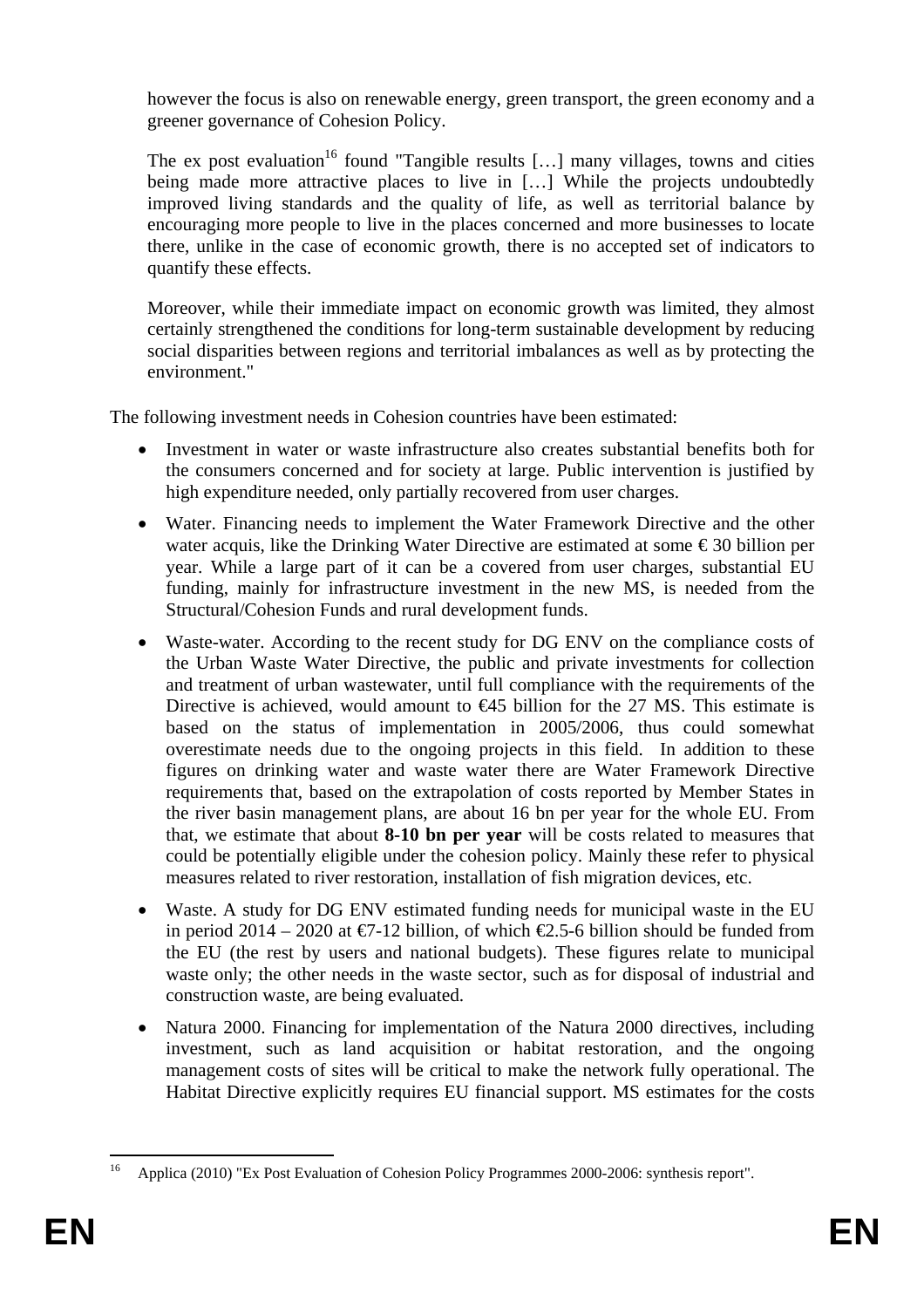however the focus is also on renewable energy, green transport, the green economy and a greener governance of Cohesion Policy.

The ex post evaluation[16] found "Tangible results […] many villages, towns and cities being made more attractive places to live in […] While the projects undoubtedly improved living standards and the quality of life, as well as territorial balance by encouraging more people to live in the places concerned and more businesses to locate there, unlike in the case of economic growth, there is no accepted set of indicators to quantify these effects.

Moreover, while their immediate impact on economic growth was limited, they almost certainly strengthened the conditions for long-term sustainable development by reducing social disparities between regions and territorial imbalances as well as by protecting the environment."

The following investment needs in Cohesion countries have been estimated:

- Investment in water or waste infrastructure also creates substantial benefits both for the consumers concerned and for society at large. Public intervention is justified by high expenditure needed, only partially recovered from user charges.
- Water. Financing needs to implement the Water Framework Directive and the other water acquis, like the Drinking Water Directive are estimated at some € 30 billion per year. While a large part of it can be a covered from user charges, substantial EU funding, mainly for infrastructure investment in the new MS, is needed from the Structural/Cohesion Funds and rural development funds.
- Waste-water. According to the recent study for DG ENV on the compliance costs of the Urban Waste Water Directive, the public and private investments for collection and treatment of urban wastewater, until full compliance with the requirements of the Directive is achieved, would amount to €45 billion for the 27 MS. This estimate is based on the status of implementation in 2005/2006, thus could somewhat overestimate needs due to the ongoing projects in this field. In addition to these figures on drinking water and waste water there are Water Framework Directive requirements that, based on the extrapolation of costs reported by Member States in the river basin management plans, are about 16 bn per year for the whole EU. From that, we estimate that about **8-10 bn per year** will be costs related to measures that could be potentially eligible under the cohesion policy. Mainly these refer to physical measures related to river restoration, installation of fish migration devices, etc.
- Waste. A study for DG ENV estimated funding needs for municipal waste in the EU in period 2014 – 2020 at €7-12 billion, of which €2.5-6 billion should be funded from the EU (the rest by users and national budgets). These figures relate to municipal waste only; the other needs in the waste sector, such as for disposal of industrial and construction waste, are being evaluated.
- Natura 2000. Financing for implementation of the Natura 2000 directives, including investment, such as land acquisition or habitat restoration, and the ongoing management costs of sites will be critical to make the network fully operational. The Habitat Directive explicitly requires EU financial support. MS estimates for the costs

[16] Applica (2010) "Ex Post Evaluation of Cohesion Policy Programmes 2000-2006: synthesis report".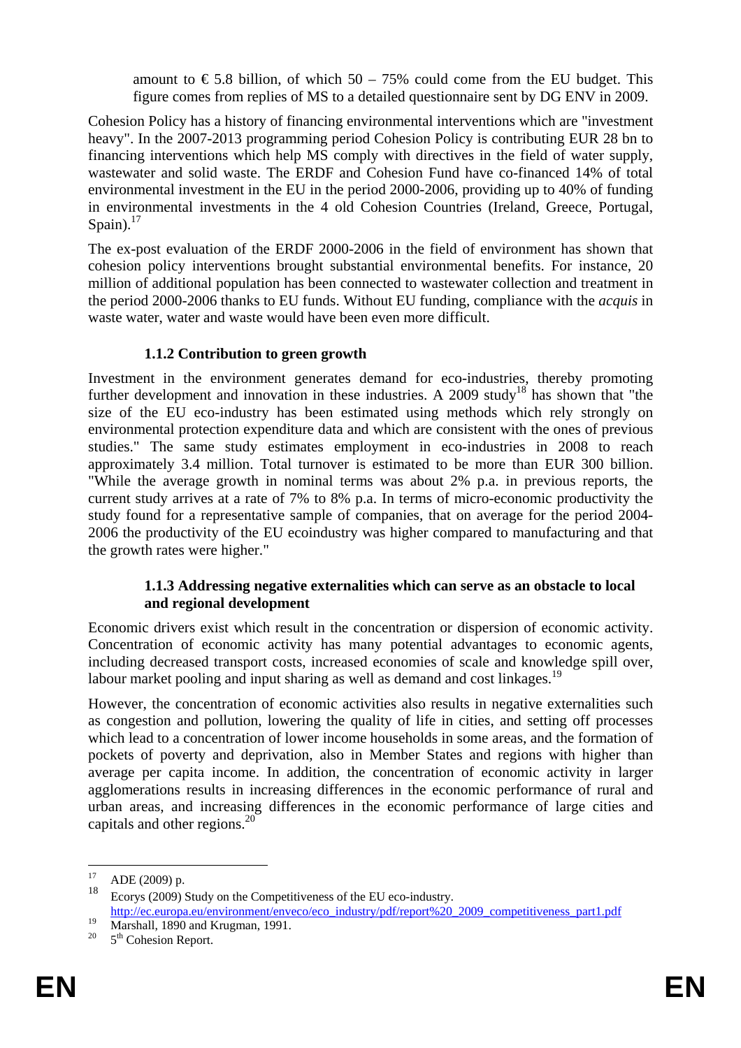amount to € 5.8 billion, of which 50 – 75% could come from the EU budget. This figure comes from replies of MS to a detailed questionnaire sent by DG ENV in 2009.

Cohesion Policy has a history of financing environmental interventions which are "investment heavy". In the 2007-2013 programming period Cohesion Policy is contributing EUR 28 bn to financing interventions which help MS comply with directives in the field of water supply, wastewater and solid waste. The ERDF and Cohesion Fund have co-financed 14% of total environmental investment in the EU in the period 2000-2006, providing up to 40% of funding in environmental investments in the 4 old Cohesion Countries (Ireland, Greece, Portugal, Spain).[17]

The ex-post evaluation of the ERDF 2000-2006 in the field of environment has shown that cohesion policy interventions brought substantial environmental benefits. For instance, 20 million of additional population has been connected to wastewater collection and treatment in the period 2000-2006 thanks to EU funds. Without EU funding, compliance with the *acquis* in waste water, water and waste would have been even more difficult.

### 1.1.2 Contribution to green growth

Investment in the environment generates demand for eco-industries, thereby promoting further development and innovation in these industries. A 2009 study[18] has shown that "the size of the EU eco-industry has been estimated using methods which rely strongly on environmental protection expenditure data and which are consistent with the ones of previous studies." The same study estimates employment in eco-industries in 2008 to reach approximately 3.4 million. Total turnover is estimated to be more than EUR 300 billion. "While the average growth in nominal terms was about 2% p.a. in previous reports, the current study arrives at a rate of 7% to 8% p.a. In terms of micro-economic productivity the study found for a representative sample of companies, that on average for the period 2004-2006 the productivity of the EU ecoindustry was higher compared to manufacturing and that the growth rates were higher."

### 1.1.3 Addressing negative externalities which can serve as an obstacle to local and regional development

Economic drivers exist which result in the concentration or dispersion of economic activity. Concentration of economic activity has many potential advantages to economic agents, including decreased transport costs, increased economies of scale and knowledge spill over, labour market pooling and input sharing as well as demand and cost linkages.[19]

However, the concentration of economic activities also results in negative externalities such as congestion and pollution, lowering the quality of life in cities, and setting off processes which lead to a concentration of lower income households in some areas, and the formation of pockets of poverty and deprivation, also in Member States and regions with higher than average per capita income. In addition, the concentration of economic activity in larger agglomerations results in increasing differences in the economic performance of rural and urban areas, and increasing differences in the economic performance of large cities and capitals and other regions.[20]

---

[17] ADE (2009) p.

[18] Ecorys (2009) Study on the Competitiveness of the EU eco-industry. http://ec.europa.eu/environment/enveco/eco_industry/pdf/report%20_2009_competitiveness_part1.pdf

[19] Marshall, 1890 and Krugman, 1991.

[20] 5th Cohesion Report.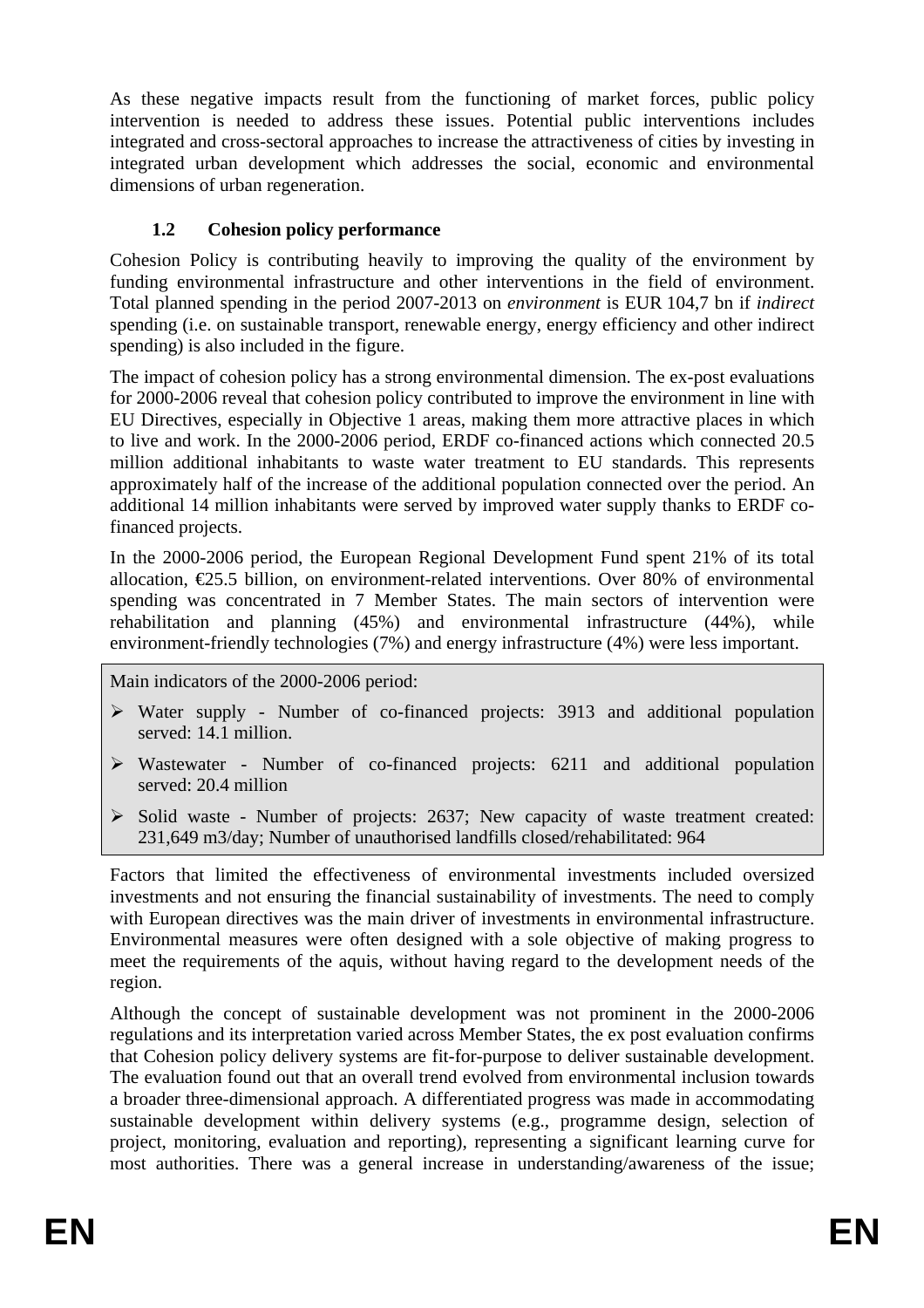As these negative impacts result from the functioning of market forces, public policy intervention is needed to address these issues. Potential public interventions includes integrated and cross-sectoral approaches to increase the attractiveness of cities by investing in integrated urban development which addresses the social, economic and environmental dimensions of urban regeneration.

### 1.2 Cohesion policy performance

Cohesion Policy is contributing heavily to improving the quality of the environment by funding environmental infrastructure and other interventions in the field of environment. Total planned spending in the period 2007-2013 on *environment* is EUR 104,7 bn if *indirect* spending (i.e. on sustainable transport, renewable energy, energy efficiency and other indirect spending) is also included in the figure.

The impact of cohesion policy has a strong environmental dimension. The ex-post evaluations for 2000-2006 reveal that cohesion policy contributed to improve the environment in line with EU Directives, especially in Objective 1 areas, making them more attractive places in which to live and work. In the 2000-2006 period, ERDF co-financed actions which connected 20.5 million additional inhabitants to waste water treatment to EU standards. This represents approximately half of the increase of the additional population connected over the period. An additional 14 million inhabitants were served by improved water supply thanks to ERDF co-financed projects.

In the 2000-2006 period, the European Regional Development Fund spent 21% of its total allocation, €25.5 billion, on environment-related interventions. Over 80% of environmental spending was concentrated in 7 Member States. The main sectors of intervention were rehabilitation and planning (45%) and environmental infrastructure (44%), while environment-friendly technologies (7%) and energy infrastructure (4%) were less important.

Main indicators of the 2000-2006 period:

- Water supply - Number of co-financed projects: 3913 and additional population served: 14.1 million.
- Wastewater - Number of co-financed projects: 6211 and additional population served: 20.4 million
- Solid waste - Number of projects: 2637; New capacity of waste treatment created: 231,649 m3/day; Number of unauthorised landfills closed/rehabilitated: 964

Factors that limited the effectiveness of environmental investments included oversized investments and not ensuring the financial sustainability of investments. The need to comply with European directives was the main driver of investments in environmental infrastructure. Environmental measures were often designed with a sole objective of making progress to meet the requirements of the aquis, without having regard to the development needs of the region.

Although the concept of sustainable development was not prominent in the 2000-2006 regulations and its interpretation varied across Member States, the ex post evaluation confirms that Cohesion policy delivery systems are fit-for-purpose to deliver sustainable development. The evaluation found out that an overall trend evolved from environmental inclusion towards a broader three-dimensional approach. A differentiated progress was made in accommodating sustainable development within delivery systems (e.g., programme design, selection of project, monitoring, evaluation and reporting), representing a significant learning curve for most authorities. There was a general increase in understanding/awareness of the issue;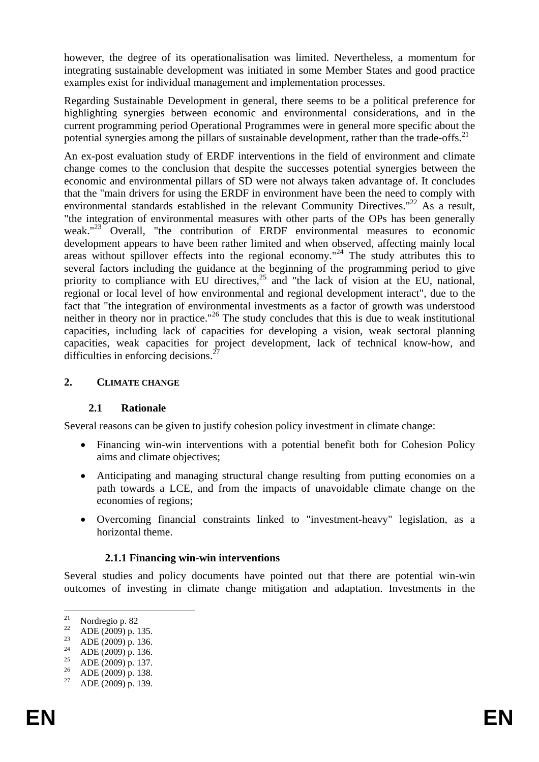however, the degree of its operationalisation was limited. Nevertheless, a momentum for integrating sustainable development was initiated in some Member States and good practice examples exist for individual management and implementation processes.

Regarding Sustainable Development in general, there seems to be a political preference for highlighting synergies between economic and environmental considerations, and in the current programming period Operational Programmes were in general more specific about the potential synergies among the pillars of sustainable development, rather than the trade-offs.[21]

An ex-post evaluation study of ERDF interventions in the field of environment and climate change comes to the conclusion that despite the successes potential synergies between the economic and environmental pillars of SD were not always taken advantage of. It concludes that the "main drivers for using the ERDF in environment have been the need to comply with environmental standards established in the relevant Community Directives."[22] As a result, "the integration of environmental measures with other parts of the OPs has been generally weak."[23] Overall, "the contribution of ERDF environmental measures to economic development appears to have been rather limited and when observed, affecting mainly local areas without spillover effects into the regional economy."[24] The study attributes this to several factors including the guidance at the beginning of the programming period to give priority to compliance with EU directives,[25] and "the lack of vision at the EU, national, regional or local level of how environmental and regional development interact", due to the fact that "the integration of environmental investments as a factor of growth was understood neither in theory nor in practice."[26] The study concludes that this is due to weak institutional capacities, including lack of capacities for developing a vision, weak sectoral planning capacities, weak capacities for project development, lack of technical know-how, and difficulties in enforcing decisions.[27]

## 2. CLIMATE CHANGE

### 2.1 Rationale

Several reasons can be given to justify cohesion policy investment in climate change:

- Financing win-win interventions with a potential benefit both for Cohesion Policy aims and climate objectives;
- Anticipating and managing structural change resulting from putting economies on a path towards a LCE, and from the impacts of unavoidable climate change on the economies of regions;
- Overcoming financial constraints linked to "investment-heavy" legislation, as a horizontal theme.

#### 2.1.1 Financing win-win interventions

Several studies and policy documents have pointed out that there are potential win-win outcomes of investing in climate change mitigation and adaptation. Investments in the

---

[21] Nordregio p. 82
[22] ADE (2009) p. 135.
[23] ADE (2009) p. 136.
[24] ADE (2009) p. 136.
[25] ADE (2009) p. 137.
[26] ADE (2009) p. 138.
[27] ADE (2009) p. 139.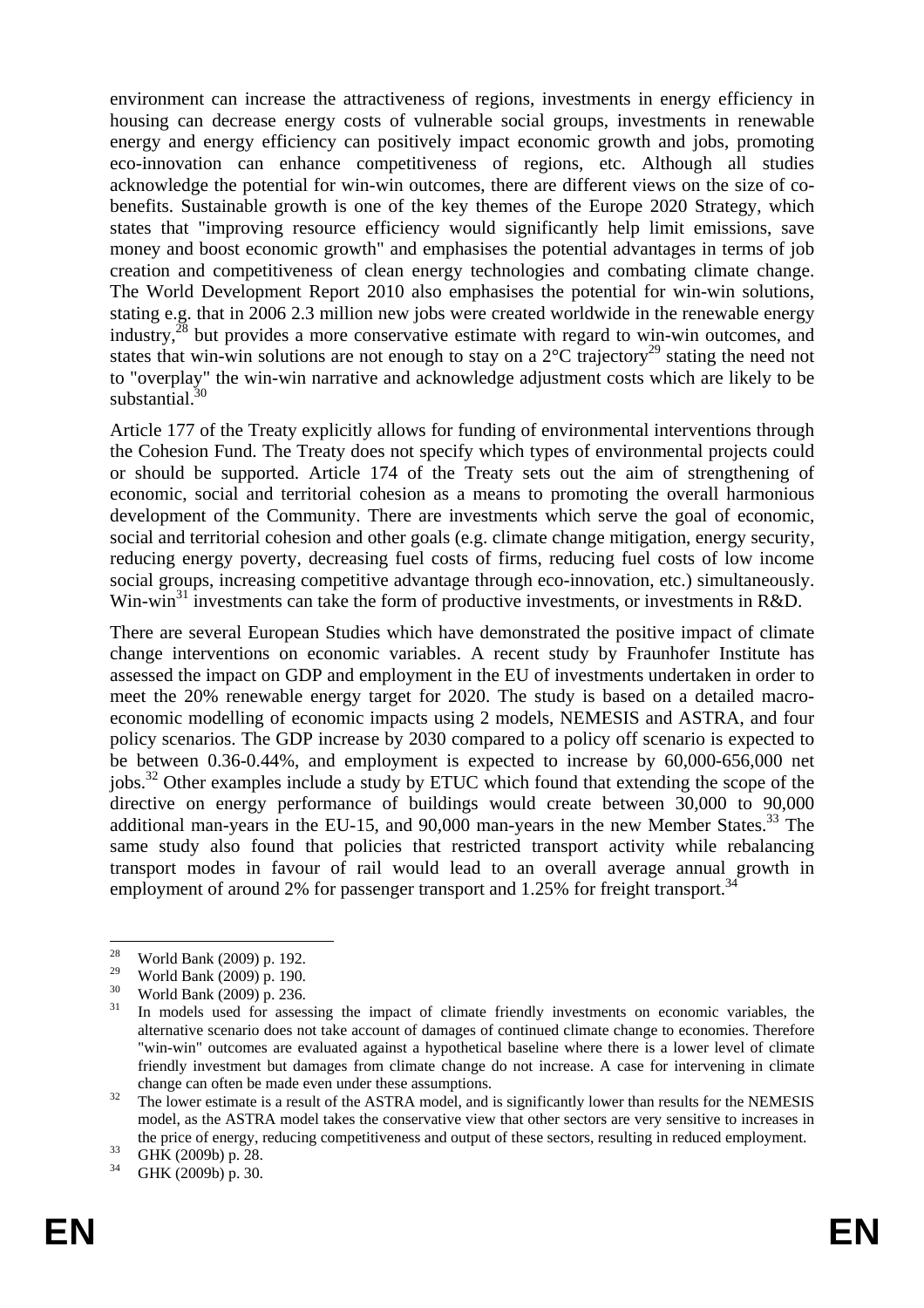environment can increase the attractiveness of regions, investments in energy efficiency in housing can decrease energy costs of vulnerable social groups, investments in renewable energy and energy efficiency can positively impact economic growth and jobs, promoting eco-innovation can enhance competitiveness of regions, etc. Although all studies acknowledge the potential for win-win outcomes, there are different views on the size of co-benefits. Sustainable growth is one of the key themes of the Europe 2020 Strategy, which states that "improving resource efficiency would significantly help limit emissions, save money and boost economic growth" and emphasises the potential advantages in terms of job creation and competitiveness of clean energy technologies and combating climate change. The World Development Report 2010 also emphasises the potential for win-win solutions, stating e.g. that in 2006 2.3 million new jobs were created worldwide in the renewable energy industry,[28] but provides a more conservative estimate with regard to win-win outcomes, and states that win-win solutions are not enough to stay on a 2°C trajectory[29] stating the need not to "overplay" the win-win narrative and acknowledge adjustment costs which are likely to be substantial.[30]

Article 177 of the Treaty explicitly allows for funding of environmental interventions through the Cohesion Fund. The Treaty does not specify which types of environmental projects could or should be supported. Article 174 of the Treaty sets out the aim of strengthening of economic, social and territorial cohesion as a means to promoting the overall harmonious development of the Community. There are investments which serve the goal of economic, social and territorial cohesion and other goals (e.g. climate change mitigation, energy security, reducing energy poverty, decreasing fuel costs of firms, reducing fuel costs of low income social groups, increasing competitive advantage through eco-innovation, etc.) simultaneously. Win-win[31] investments can take the form of productive investments, or investments in R&D.

There are several European Studies which have demonstrated the positive impact of climate change interventions on economic variables. A recent study by Fraunhofer Institute has assessed the impact on GDP and employment in the EU of investments undertaken in order to meet the 20% renewable energy target for 2020. The study is based on a detailed macro-economic modelling of economic impacts using 2 models, NEMESIS and ASTRA, and four policy scenarios. The GDP increase by 2030 compared to a policy off scenario is expected to be between 0.36-0.44%, and employment is expected to increase by 60,000-656,000 net jobs.[32] Other examples include a study by ETUC which found that extending the scope of the directive on energy performance of buildings would create between 30,000 to 90,000 additional man-years in the EU-15, and 90,000 man-years in the new Member States.[33] The same study also found that policies that restricted transport activity while rebalancing transport modes in favour of rail would lead to an overall average annual growth in employment of around 2% for passenger transport and 1.25% for freight transport.[34]

---

[28] World Bank (2009) p. 192.

[29] World Bank (2009) p. 190.

[30] World Bank (2009) p. 236.

[31] In models used for assessing the impact of climate friendly investments on economic variables, the alternative scenario does not take account of damages of continued climate change to economies. Therefore "win-win" outcomes are evaluated against a hypothetical baseline where there is a lower level of climate friendly investment but damages from climate change do not increase. A case for intervening in climate change can often be made even under these assumptions.

[32] The lower estimate is a result of the ASTRA model, and is significantly lower than results for the NEMESIS model, as the ASTRA model takes the conservative view that other sectors are very sensitive to increases in the price of energy, reducing competitiveness and output of these sectors, resulting in reduced employment.

[33] GHK (2009b) p. 28.

[34] GHK (2009b) p. 30.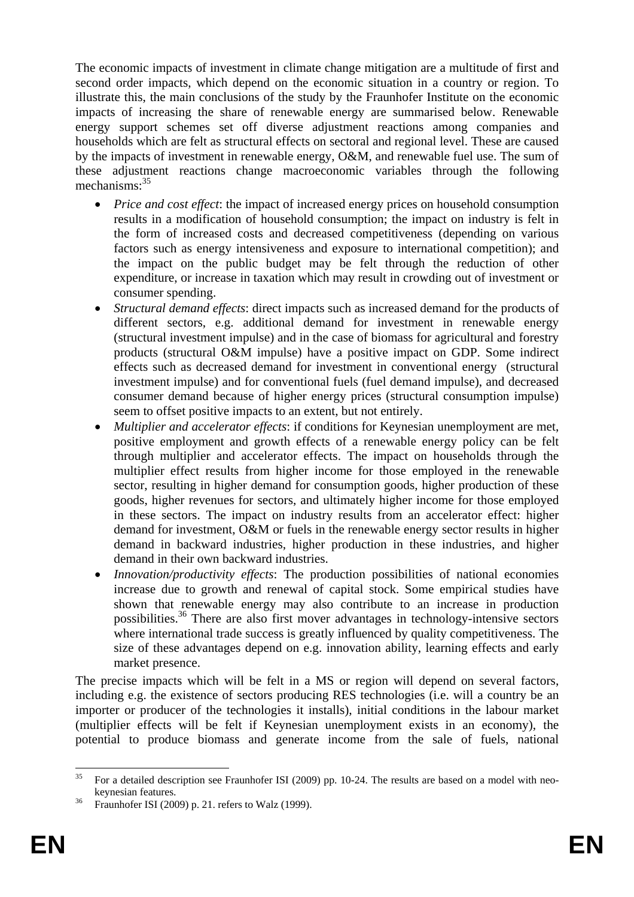The economic impacts of investment in climate change mitigation are a multitude of first and second order impacts, which depend on the economic situation in a country or region. To illustrate this, the main conclusions of the study by the Fraunhofer Institute on the economic impacts of increasing the share of renewable energy are summarised below. Renewable energy support schemes set off diverse adjustment reactions among companies and households which are felt as structural effects on sectoral and regional level. These are caused by the impacts of investment in renewable energy, O&M, and renewable fuel use. The sum of these adjustment reactions change macroeconomic variables through the following mechanisms:[35]

- *Price and cost effect*: the impact of increased energy prices on household consumption results in a modification of household consumption; the impact on industry is felt in the form of increased costs and decreased competitiveness (depending on various factors such as energy intensiveness and exposure to international competition); and the impact on the public budget may be felt through the reduction of other expenditure, or increase in taxation which may result in crowding out of investment or consumer spending.
- *Structural demand effects*: direct impacts such as increased demand for the products of different sectors, e.g. additional demand for investment in renewable energy (structural investment impulse) and in the case of biomass for agricultural and forestry products (structural O&M impulse) have a positive impact on GDP. Some indirect effects such as decreased demand for investment in conventional energy (structural investment impulse) and for conventional fuels (fuel demand impulse), and decreased consumer demand because of higher energy prices (structural consumption impulse) seem to offset positive impacts to an extent, but not entirely.
- *Multiplier and accelerator effects*: if conditions for Keynesian unemployment are met, positive employment and growth effects of a renewable energy policy can be felt through multiplier and accelerator effects. The impact on households through the multiplier effect results from higher income for those employed in the renewable sector, resulting in higher demand for consumption goods, higher production of these goods, higher revenues for sectors, and ultimately higher income for those employed in these sectors. The impact on industry results from an accelerator effect: higher demand for investment, O&M or fuels in the renewable energy sector results in higher demand in backward industries, higher production in these industries, and higher demand in their own backward industries.
- *Innovation/productivity effects*: The production possibilities of national economies increase due to growth and renewal of capital stock. Some empirical studies have shown that renewable energy may also contribute to an increase in production possibilities.[36] There are also first mover advantages in technology-intensive sectors where international trade success is greatly influenced by quality competitiveness. The size of these advantages depend on e.g. innovation ability, learning effects and early market presence.

The precise impacts which will be felt in a MS or region will depend on several factors, including e.g. the existence of sectors producing RES technologies (i.e. will a country be an importer or producer of the technologies it installs), initial conditions in the labour market (multiplier effects will be felt if Keynesian unemployment exists in an economy), the potential to produce biomass and generate income from the sale of fuels, national

---

[35] For a detailed description see Fraunhofer ISI (2009) pp. 10-24. The results are based on a model with neo-keynesian features.

[36] Fraunhofer ISI (2009) p. 21. refers to Walz (1999).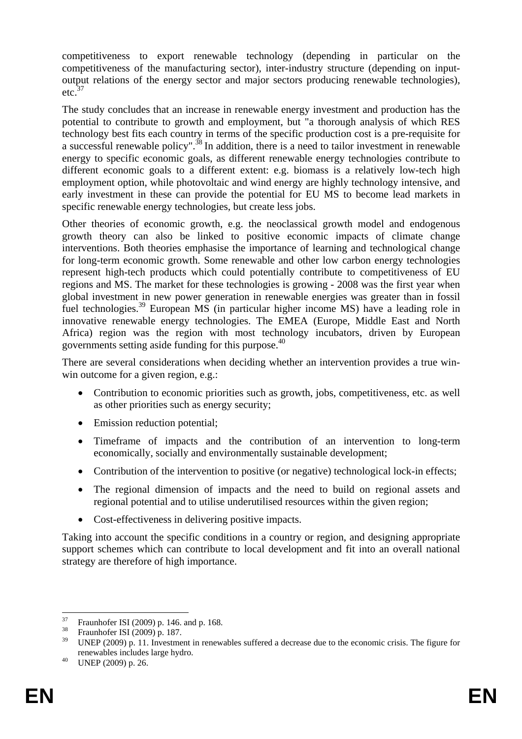competitiveness to export renewable technology (depending in particular on the competitiveness of the manufacturing sector), inter-industry structure (depending on input-output relations of the energy sector and major sectors producing renewable technologies), etc.[37]

The study concludes that an increase in renewable energy investment and production has the potential to contribute to growth and employment, but "a thorough analysis of which RES technology best fits each country in terms of the specific production cost is a pre-requisite for a successful renewable policy".[38] In addition, there is a need to tailor investment in renewable energy to specific economic goals, as different renewable energy technologies contribute to different economic goals to a different extent: e.g. biomass is a relatively low-tech high employment option, while photovoltaic and wind energy are highly technology intensive, and early investment in these can provide the potential for EU MS to become lead markets in specific renewable energy technologies, but create less jobs.

Other theories of economic growth, e.g. the neoclassical growth model and endogenous growth theory can also be linked to positive economic impacts of climate change interventions. Both theories emphasise the importance of learning and technological change for long-term economic growth. Some renewable and other low carbon energy technologies represent high-tech products which could potentially contribute to competitiveness of EU regions and MS. The market for these technologies is growing - 2008 was the first year when global investment in new power generation in renewable energies was greater than in fossil fuel technologies.[39] European MS (in particular higher income MS) have a leading role in innovative renewable energy technologies. The EMEA (Europe, Middle East and North Africa) region was the region with most technology incubators, driven by European governments setting aside funding for this purpose.[40]

There are several considerations when deciding whether an intervention provides a true win-win outcome for a given region, e.g.:

- Contribution to economic priorities such as growth, jobs, competitiveness, etc. as well as other priorities such as energy security;
- Emission reduction potential;
- Timeframe of impacts and the contribution of an intervention to long-term economically, socially and environmentally sustainable development;
- Contribution of the intervention to positive (or negative) technological lock-in effects;
- The regional dimension of impacts and the need to build on regional assets and regional potential and to utilise underutilised resources within the given region;
- Cost-effectiveness in delivering positive impacts.

Taking into account the specific conditions in a country or region, and designing appropriate support schemes which can contribute to local development and fit into an overall national strategy are therefore of high importance.

---

[37] Fraunhofer ISI (2009) p. 146. and p. 168.

[38] Fraunhofer ISI (2009) p. 187.

[39] UNEP (2009) p. 11. Investment in renewables suffered a decrease due to the economic crisis. The figure for renewables includes large hydro.

[40] UNEP (2009) p. 26.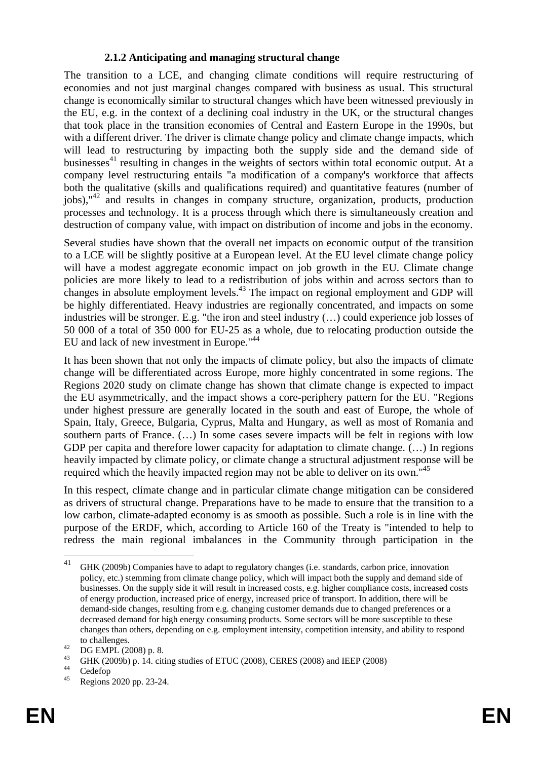### 2.1.2 Anticipating and managing structural change

The transition to a LCE, and changing climate conditions will require restructuring of economies and not just marginal changes compared with business as usual. This structural change is economically similar to structural changes which have been witnessed previously in the EU, e.g. in the context of a declining coal industry in the UK, or the structural changes that took place in the transition economies of Central and Eastern Europe in the 1990s, but with a different driver. The driver is climate change policy and climate change impacts, which will lead to restructuring by impacting both the supply side and the demand side of businesses[41] resulting in changes in the weights of sectors within total economic output. At a company level restructuring entails "a modification of a company's workforce that affects both the qualitative (skills and qualifications required) and quantitative features (number of jobs),"[42] and results in changes in company structure, organization, products, production processes and technology. It is a process through which there is simultaneously creation and destruction of company value, with impact on distribution of income and jobs in the economy.

Several studies have shown that the overall net impacts on economic output of the transition to a LCE will be slightly positive at a European level. At the EU level climate change policy will have a modest aggregate economic impact on job growth in the EU. Climate change policies are more likely to lead to a redistribution of jobs within and across sectors than to changes in absolute employment levels.[43] The impact on regional employment and GDP will be highly differentiated. Heavy industries are regionally concentrated, and impacts on some industries will be stronger. E.g. "the iron and steel industry (…) could experience job losses of 50 000 of a total of 350 000 for EU-25 as a whole, due to relocating production outside the EU and lack of new investment in Europe."[44]

It has been shown that not only the impacts of climate policy, but also the impacts of climate change will be differentiated across Europe, more highly concentrated in some regions. The Regions 2020 study on climate change has shown that climate change is expected to impact the EU asymmetrically, and the impact shows a core-periphery pattern for the EU. "Regions under highest pressure are generally located in the south and east of Europe, the whole of Spain, Italy, Greece, Bulgaria, Cyprus, Malta and Hungary, as well as most of Romania and southern parts of France. (…) In some cases severe impacts will be felt in regions with low GDP per capita and therefore lower capacity for adaptation to climate change. (…) In regions heavily impacted by climate policy, or climate change a structural adjustment response will be required which the heavily impacted region may not be able to deliver on its own."[45]

In this respect, climate change and in particular climate change mitigation can be considered as drivers of structural change. Preparations have to be made to ensure that the transition to a low carbon, climate-adapted economy is as smooth as possible. Such a role is in line with the purpose of the ERDF, which, according to Article 160 of the Treaty is "intended to help to redress the main regional imbalances in the Community through participation in the

---

[41] GHK (2009b) Companies have to adapt to regulatory changes (i.e. standards, carbon price, innovation policy, etc.) stemming from climate change policy, which will impact both the supply and demand side of businesses. On the supply side it will result in increased costs, e.g. higher compliance costs, increased costs of energy production, increased price of energy, increased price of transport. In addition, there will be demand-side changes, resulting from e.g. changing customer demands due to changed preferences or a decreased demand for high energy consuming products. Some sectors will be more susceptible to these changes than others, depending on e.g. employment intensity, competition intensity, and ability to respond to challenges.

[42] DG EMPL (2008) p. 8.

[43] GHK (2009b) p. 14. citing studies of ETUC (2008), CERES (2008) and IEEP (2008)

[44] Cedefop

[45] Regions 2020 pp. 23-24.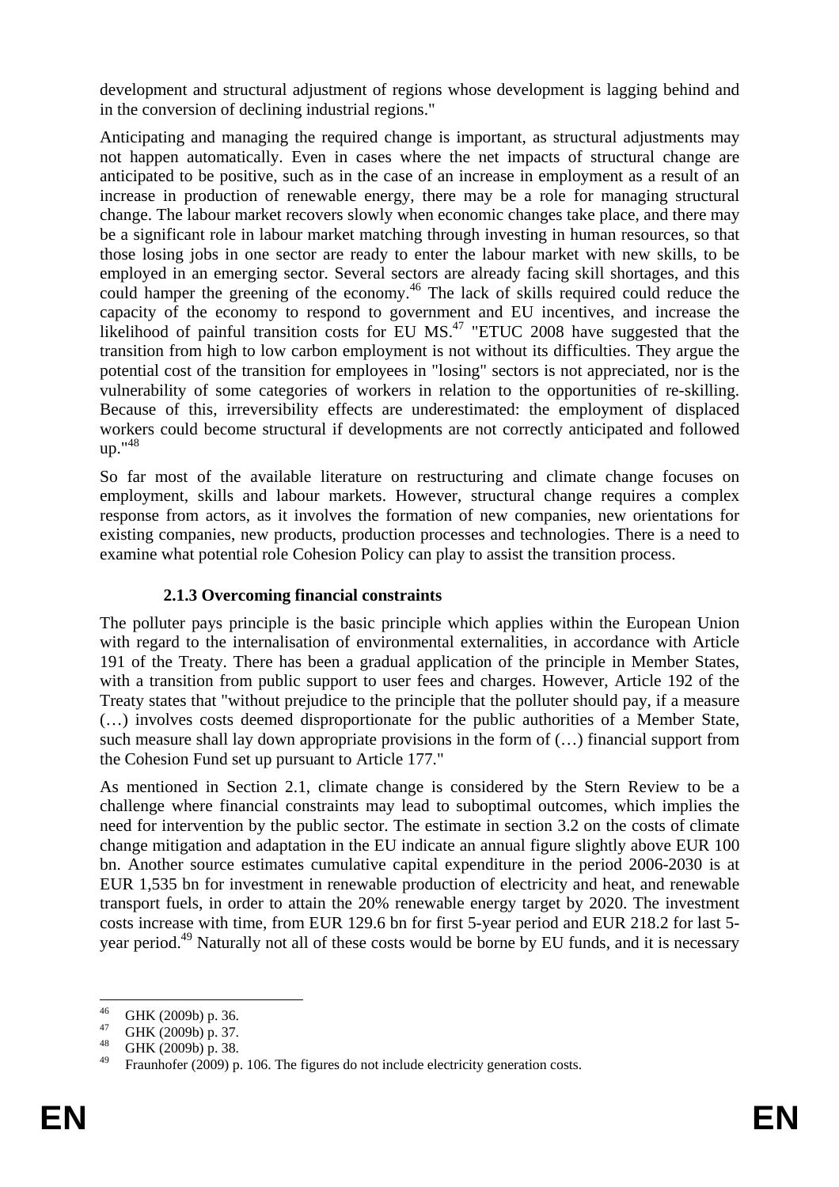development and structural adjustment of regions whose development is lagging behind and in the conversion of declining industrial regions."

Anticipating and managing the required change is important, as structural adjustments may not happen automatically. Even in cases where the net impacts of structural change are anticipated to be positive, such as in the case of an increase in employment as a result of an increase in production of renewable energy, there may be a role for managing structural change. The labour market recovers slowly when economic changes take place, and there may be a significant role in labour market matching through investing in human resources, so that those losing jobs in one sector are ready to enter the labour market with new skills, to be employed in an emerging sector. Several sectors are already facing skill shortages, and this could hamper the greening of the economy.[46] The lack of skills required could reduce the capacity of the economy to respond to government and EU incentives, and increase the likelihood of painful transition costs for EU MS.[47] "ETUC 2008 have suggested that the transition from high to low carbon employment is not without its difficulties. They argue the potential cost of the transition for employees in "losing" sectors is not appreciated, nor is the vulnerability of some categories of workers in relation to the opportunities of re-skilling. Because of this, irreversibility effects are underestimated: the employment of displaced workers could become structural if developments are not correctly anticipated and followed up."[48]

So far most of the available literature on restructuring and climate change focuses on employment, skills and labour markets. However, structural change requires a complex response from actors, as it involves the formation of new companies, new orientations for existing companies, new products, production processes and technologies. There is a need to examine what potential role Cohesion Policy can play to assist the transition process.

### 2.1.3 Overcoming financial constraints

The polluter pays principle is the basic principle which applies within the European Union with regard to the internalisation of environmental externalities, in accordance with Article 191 of the Treaty. There has been a gradual application of the principle in Member States, with a transition from public support to user fees and charges. However, Article 192 of the Treaty states that "without prejudice to the principle that the polluter should pay, if a measure (…) involves costs deemed disproportionate for the public authorities of a Member State, such measure shall lay down appropriate provisions in the form of (…) financial support from the Cohesion Fund set up pursuant to Article 177."

As mentioned in Section 2.1, climate change is considered by the Stern Review to be a challenge where financial constraints may lead to suboptimal outcomes, which implies the need for intervention by the public sector. The estimate in section 3.2 on the costs of climate change mitigation and adaptation in the EU indicate an annual figure slightly above EUR 100 bn. Another source estimates cumulative capital expenditure in the period 2006-2030 is at EUR 1,535 bn for investment in renewable production of electricity and heat, and renewable transport fuels, in order to attain the 20% renewable energy target by 2020. The investment costs increase with time, from EUR 129.6 bn for first 5-year period and EUR 218.2 for last 5-year period.[49] Naturally not all of these costs would be borne by EU funds, and it is necessary

---

[46] GHK (2009b) p. 36.

[47] GHK (2009b) p. 37.

[48] GHK (2009b) p. 38.

[49] Fraunhofer (2009) p. 106. The figures do not include electricity generation costs.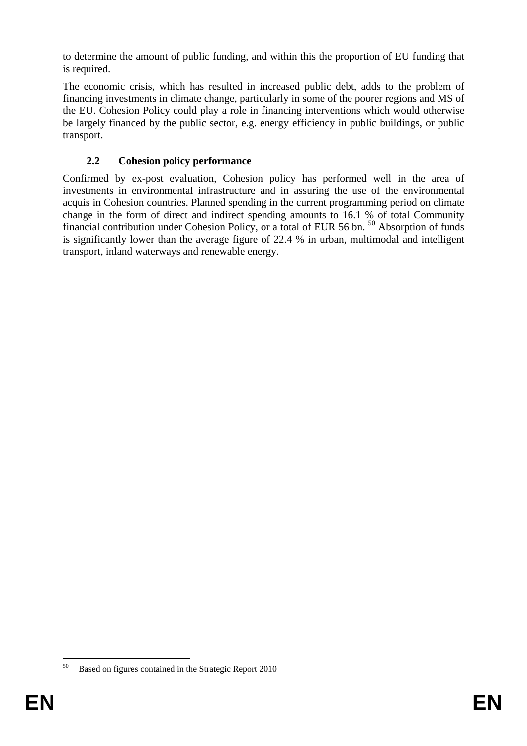to determine the amount of public funding, and within this the proportion of EU funding that is required.

The economic crisis, which has resulted in increased public debt, adds to the problem of financing investments in climate change, particularly in some of the poorer regions and MS of the EU. Cohesion Policy could play a role in financing interventions which would otherwise be largely financed by the public sector, e.g. energy efficiency in public buildings, or public transport.

### 2.2 Cohesion policy performance

Confirmed by ex-post evaluation, Cohesion policy has performed well in the area of investments in environmental infrastructure and in assuring the use of the environmental acquis in Cohesion countries. Planned spending in the current programming period on climate change in the form of direct and indirect spending amounts to 16.1 % of total Community financial contribution under Cohesion Policy, or a total of EUR 56 bn. [50] Absorption of funds is significantly lower than the average figure of 22.4 % in urban, multimodal and intelligent transport, inland waterways and renewable energy.

---

[50] Based on figures contained in the Strategic Report 2010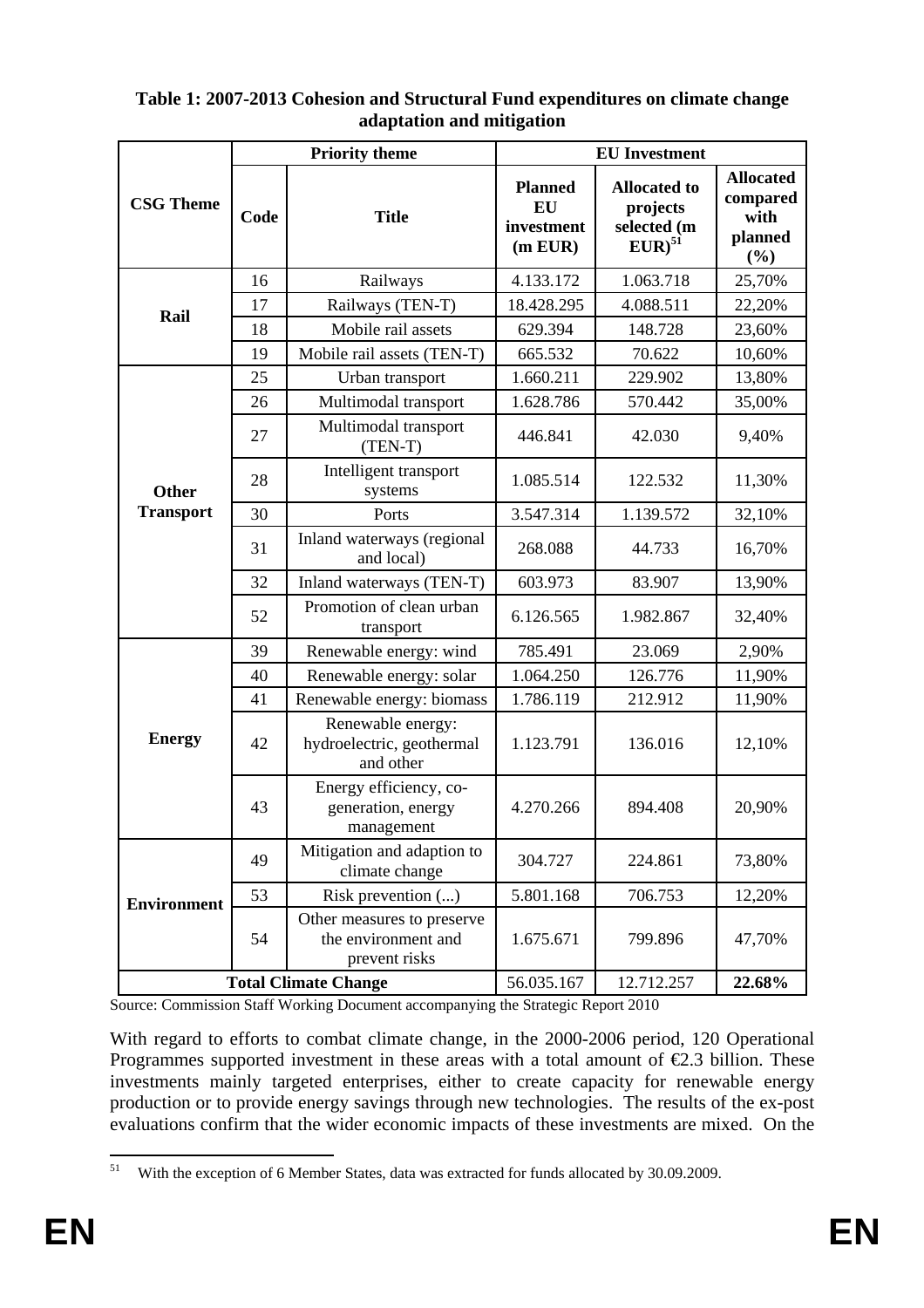**Table 1: 2007-2013 Cohesion and Structural Fund expenditures on climate change adaptation and mitigation**

| CSG Theme | Priority theme | | EU Investment | | |
|---|---|---|---|---|---|
| | Code | Title | Planned EU investment (m EUR) | Allocated to projects selected (m EUR)[51] | Allocated compared with planned (%) |
| Rail | 16 | Railways | 4.133.172 | 1.063.718 | 25,70% |
| | 17 | Railways (TEN-T) | 18.428.295 | 4.088.511 | 22,20% |
| | 18 | Mobile rail assets | 629.394 | 148.728 | 23,60% |
| | 19 | Mobile rail assets (TEN-T) | 665.532 | 70.622 | 10,60% |
| Other Transport | 25 | Urban transport | 1.660.211 | 229.902 | 13,80% |
| | 26 | Multimodal transport | 1.628.786 | 570.442 | 35,00% |
| | 27 | Multimodal transport (TEN-T) | 446.841 | 42.030 | 9,40% |
| | 28 | Intelligent transport systems | 1.085.514 | 122.532 | 11,30% |
| | 30 | Ports | 3.547.314 | 1.139.572 | 32,10% |
| | 31 | Inland waterways (regional and local) | 268.088 | 44.733 | 16,70% |
| | 32 | Inland waterways (TEN-T) | 603.973 | 83.907 | 13,90% |
| | 52 | Promotion of clean urban transport | 6.126.565 | 1.982.867 | 32,40% |
| Energy | 39 | Renewable energy: wind | 785.491 | 23.069 | 2,90% |
| | 40 | Renewable energy: solar | 1.064.250 | 126.776 | 11,90% |
| | 41 | Renewable energy: biomass | 1.786.119 | 212.912 | 11,90% |
| | 42 | Renewable energy: hydroelectric, geothermal and other | 1.123.791 | 136.016 | 12,10% |
| | 43 | Energy efficiency, co-generation, energy management | 4.270.266 | 894.408 | 20,90% |
| Environment | 49 | Mitigation and adaption to climate change | 304.727 | 224.861 | 73,80% |
| | 53 | Risk prevention (...) | 5.801.168 | 706.753 | 12,20% |
| | 54 | Other measures to preserve the environment and prevent risks | 1.675.671 | 799.896 | 47,70% |
| **Total Climate Change** | | | 56.035.167 | 12.712.257 | **22.68%** |

Source: Commission Staff Working Document accompanying the Strategic Report 2010

With regard to efforts to combat climate change, in the 2000-2006 period, 120 Operational Programmes supported investment in these areas with a total amount of €2.3 billion. These investments mainly targeted enterprises, either to create capacity for renewable energy production or to provide energy savings through new technologies. The results of the ex-post evaluations confirm that the wider economic impacts of these investments are mixed. On the

[51] With the exception of 6 Member States, data was extracted for funds allocated by 30.09.2009.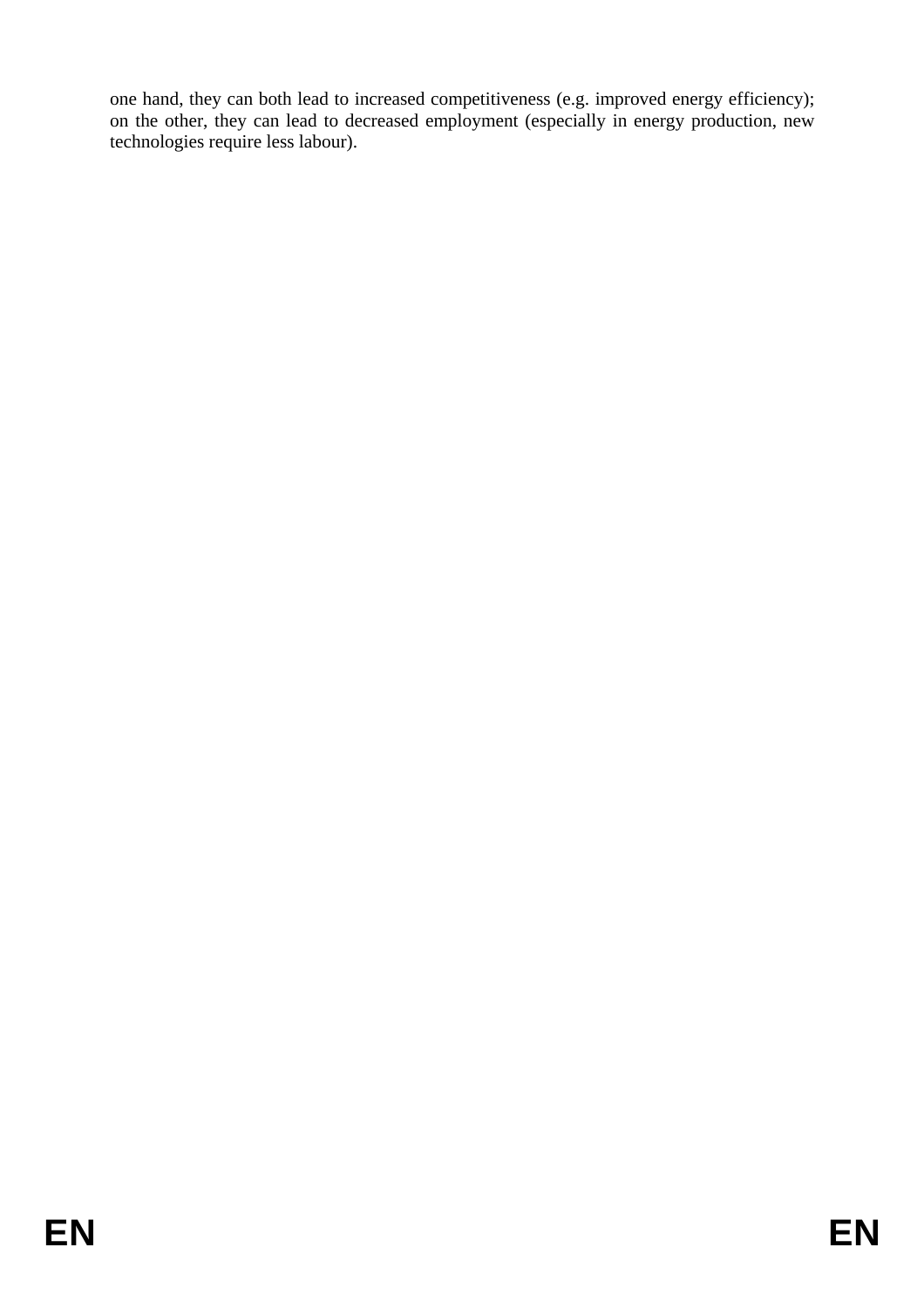one hand, they can both lead to increased competitiveness (e.g. improved energy efficiency); on the other, they can lead to decreased employment (especially in energy production, new technologies require less labour).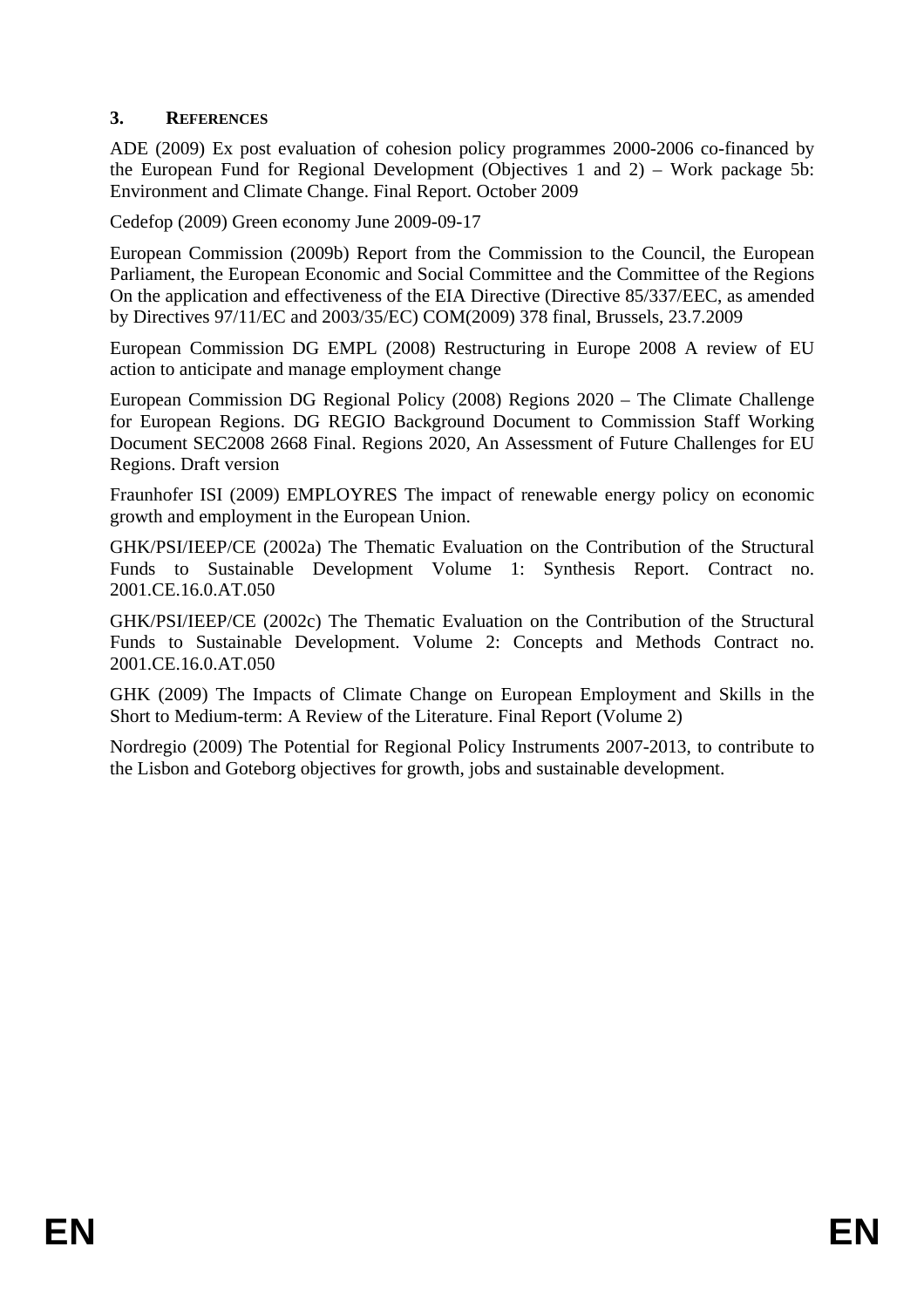## 3. REFERENCES

ADE (2009) Ex post evaluation of cohesion policy programmes 2000-2006 co-financed by the European Fund for Regional Development (Objectives 1 and 2) – Work package 5b: Environment and Climate Change. Final Report. October 2009

Cedefop (2009) Green economy June 2009-09-17

European Commission (2009b) Report from the Commission to the Council, the European Parliament, the European Economic and Social Committee and the Committee of the Regions On the application and effectiveness of the EIA Directive (Directive 85/337/EEC, as amended by Directives 97/11/EC and 2003/35/EC) COM(2009) 378 final, Brussels, 23.7.2009

European Commission DG EMPL (2008) Restructuring in Europe 2008 A review of EU action to anticipate and manage employment change

European Commission DG Regional Policy (2008) Regions 2020 – The Climate Challenge for European Regions. DG REGIO Background Document to Commission Staff Working Document SEC2008 2668 Final. Regions 2020, An Assessment of Future Challenges for EU Regions. Draft version

Fraunhofer ISI (2009) EMPLOYRES The impact of renewable energy policy on economic growth and employment in the European Union.

GHK/PSI/IEEP/CE (2002a) The Thematic Evaluation on the Contribution of the Structural Funds to Sustainable Development Volume 1: Synthesis Report. Contract no. 2001.CE.16.0.AT.050

GHK/PSI/IEEP/CE (2002c) The Thematic Evaluation on the Contribution of the Structural Funds to Sustainable Development. Volume 2: Concepts and Methods Contract no. 2001.CE.16.0.AT.050

GHK (2009) The Impacts of Climate Change on European Employment and Skills in the Short to Medium-term: A Review of the Literature. Final Report (Volume 2)

Nordregio (2009) The Potential for Regional Policy Instruments 2007-2013, to contribute to the Lisbon and Goteborg objectives for growth, jobs and sustainable development.